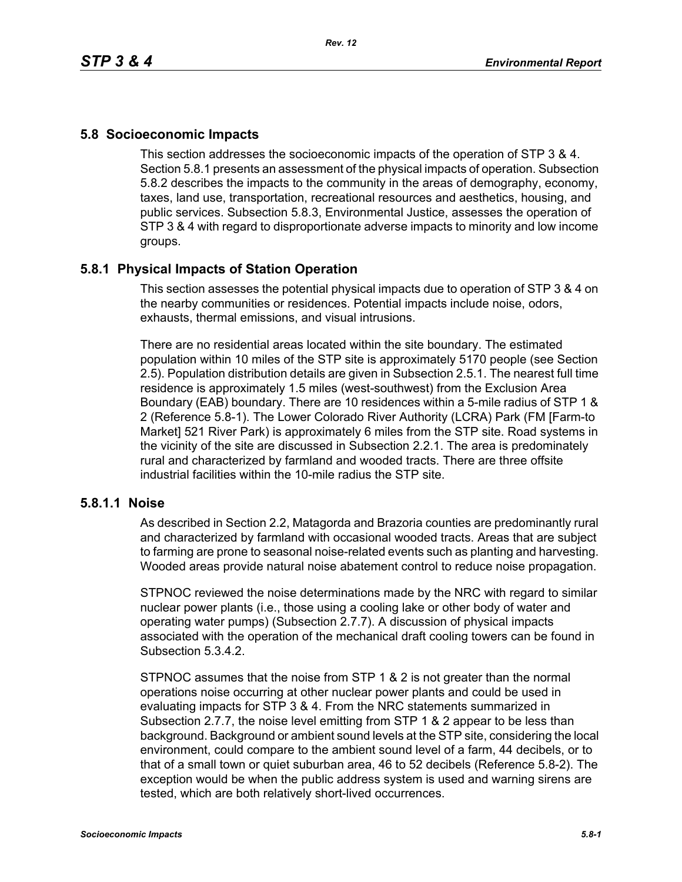## 5.8 Socioeconomic Impacts

This section addresses the socioeconomic impacts of the operation of STP 3 & 4. Section 5.8.1 presents an assessment of the physical impacts of operation. Subsection 5.8.2 describes the impacts to the community in the areas of demography, economy, taxes, land use, transportation, recreational resources and aesthetics, housing, and public services. Subsection 5.8.3, Environmental Justice, assesses the operation of STP 3 & 4 with regard to disproportionate adverse impacts to minority and low income groups.

### 5.8.1 Physical Impacts of Station Operation

This section assesses the potential physical impacts due to operation of STP 3 & 4 on the nearby communities or residences. Potential impacts include noise, odors, exhausts, thermal emissions, and visual intrusions.

There are no residential areas located within the site boundary. The estimated population within 10 miles of the STP site is approximately 5170 people (see Section 2.5). Population distribution details are given in Subsection 2.5.1. The nearest full time residence is approximately 1.5 miles (west-southwest) from the Exclusion Area Boundary (EAB) boundary. There are 10 residences within a 5-mile radius of STP 1 & 2 (Reference 5.8-1). The Lower Colorado River Authority (LCRA) Park (FM [Farm-to Market] 521 River Park) is approximately 6 miles from the STP site. Road systems in the vicinity of the site are discussed in Subsection 2.2.1. The area is predominately rural and characterized by farmland and wooded tracts. There are three offsite industrial facilities within the 10-mile radius the STP site.

#### 5.8.1.1 Noise

As described in Section 2.2, Matagorda and Brazoria counties are predominantly rural and characterized by farmland with occasional wooded tracts. Areas that are subject to farming are prone to seasonal noise-related events such as planting and harvesting. Wooded areas provide natural noise abatement control to reduce noise propagation.

STPNOC reviewed the noise determinations made by the NRC with regard to similar nuclear power plants (i.e., those using a cooling lake or other body of water and operating water pumps) (Subsection 2.7.7). A discussion of physical impacts associated with the operation of the mechanical draft cooling towers can be found in Subsection 5.3.4.2.

STPNOC assumes that the noise from STP 1 & 2 is not greater than the normal operations noise occurring at other nuclear power plants and could be used in evaluating impacts for STP 3 & 4. From the NRC statements summarized in Subsection 2.7.7, the noise level emitting from STP 1 & 2 appear to be less than background. Background or ambient sound levels at the STP site, considering the local environment, could compare to the ambient sound level of a farm, 44 decibels, or to that of a small town or quiet suburban area, 46 to 52 decibels (Reference 5.8-2). The exception would be when the public address system is used and warning sirens are tested, which are both relatively short-lived occurrences.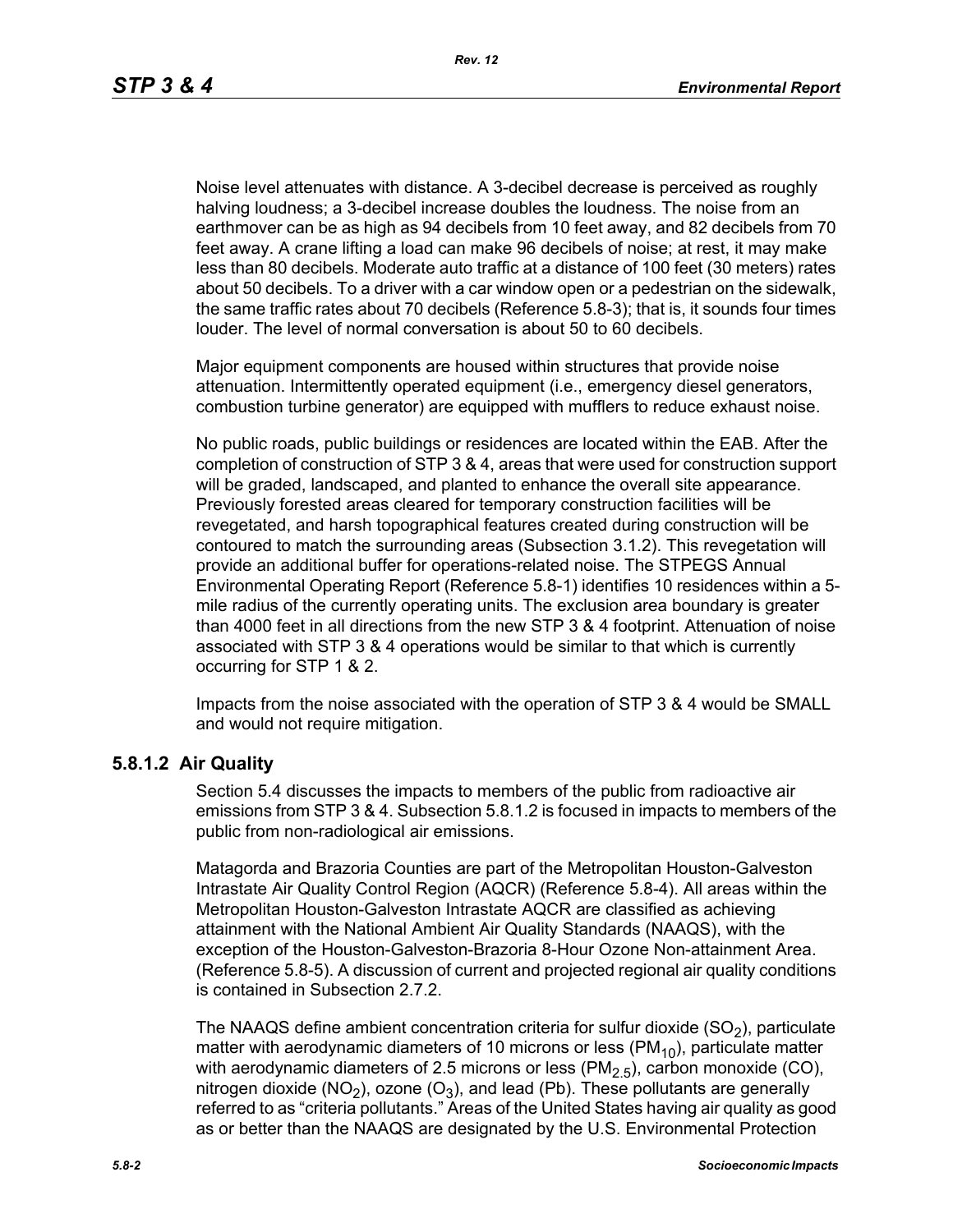Noise level attenuates with distance. A 3-decibel decrease is perceived as roughly halving loudness; a 3-decibel increase doubles the loudness. The noise from an earthmover can be as high as 94 decibels from 10 feet away, and 82 decibels from 70 feet away. A crane lifting a load can make 96 decibels of noise; at rest, it may make less than 80 decibels. Moderate auto traffic at a distance of 100 feet (30 meters) rates about 50 decibels. To a driver with a car window open or a pedestrian on the sidewalk, the same traffic rates about 70 decibels (Reference 5.8-3); that is, it sounds four times louder. The level of normal conversation is about 50 to 60 decibels.

Major equipment components are housed within structures that provide noise attenuation. Intermittently operated equipment (i.e., emergency diesel generators, combustion turbine generator) are equipped with mufflers to reduce exhaust noise.

No public roads, public buildings or residences are located within the EAB. After the completion of construction of STP 3 & 4, areas that were used for construction support will be graded, landscaped, and planted to enhance the overall site appearance. Previously forested areas cleared for temporary construction facilities will be revegetated, and harsh topographical features created during construction will be contoured to match the surrounding areas (Subsection 3.1.2). This revegetation will provide an additional buffer for operations-related noise. The STPEGS Annual Environmental Operating Report (Reference 5.8-1) identifies 10 residences within a 5-mile radius of the currently operating units. The exclusion area boundary is greater than 4000 feet in all directions from the new STP 3 & 4 footprint. Attenuation of noise associated with STP 3 & 4 operations would be similar to that which is currently occurring for STP 1 & 2.

Impacts from the noise associated with the operation of STP 3 & 4 would be SMALL and would not require mitigation.

### 5.8.1.2 Air Quality

Section 5.4 discusses the impacts to members of the public from radioactive air emissions from STP 3 & 4. Subsection 5.8.1.2 is focused in impacts to members of the public from non-radiological air emissions.

Matagorda and Brazoria Counties are part of the Metropolitan Houston-Galveston Intrastate Air Quality Control Region (AQCR) (Reference 5.8-4). All areas within the Metropolitan Houston-Galveston Intrastate AQCR are classified as achieving attainment with the National Ambient Air Quality Standards (NAAQS), with the exception of the Houston-Galveston-Brazoria 8-Hour Ozone Non-attainment Area. (Reference 5.8-5). A discussion of current and projected regional air quality conditions is contained in Subsection 2.7.2.

The NAAQS define ambient concentration criteria for sulfur dioxide ($SO_2$), particulate matter with aerodynamic diameters of 10 microns or less ($PM_{10}$), particulate matter with aerodynamic diameters of 2.5 microns or less ($PM_{2.5}$), carbon monoxide (CO), nitrogen dioxide ($NO_2$), ozone ($O_3$), and lead (Pb). These pollutants are generally referred to as "criteria pollutants." Areas of the United States having air quality as good as or better than the NAAQS are designated by the U.S. Environmental Protection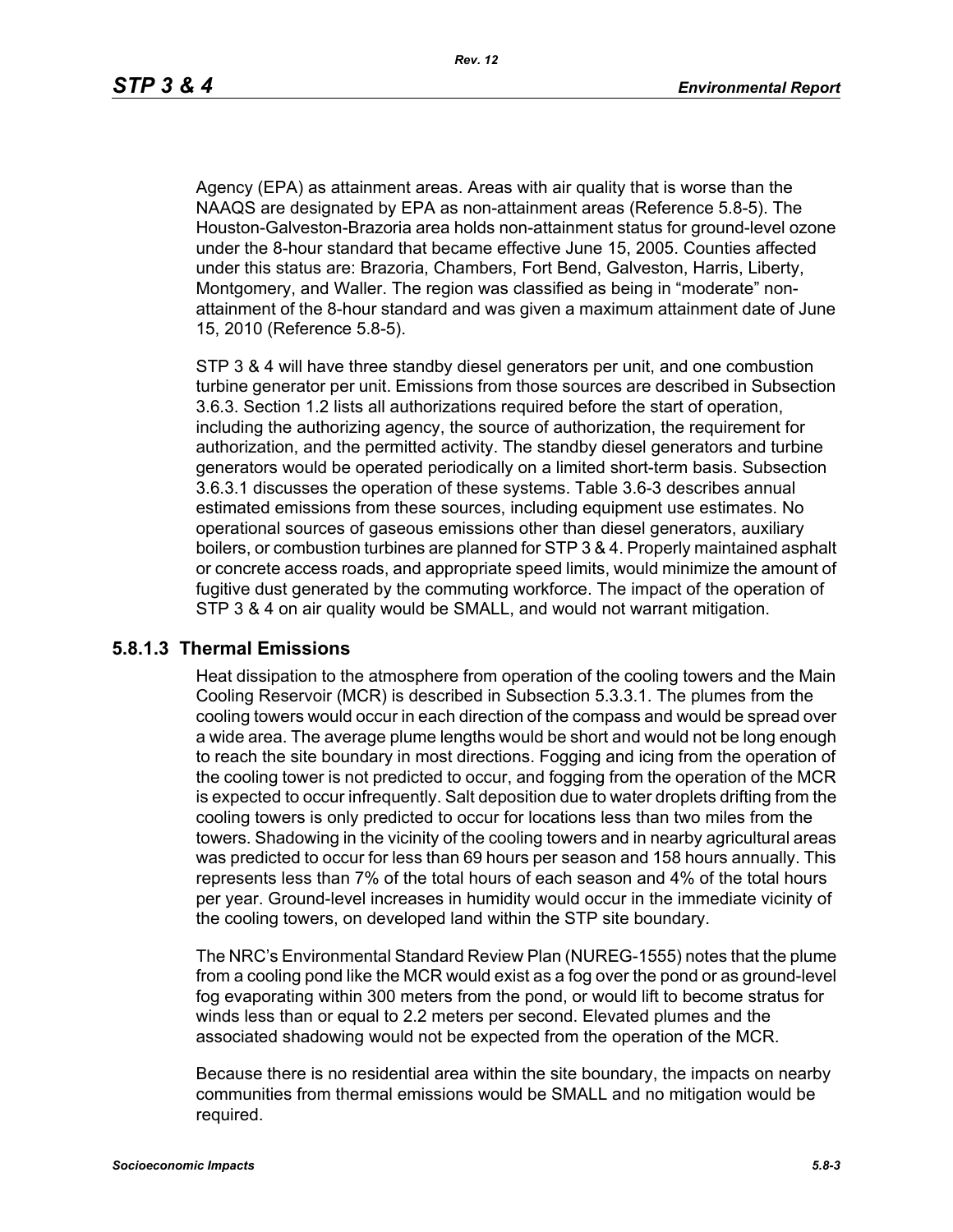Agency (EPA) as attainment areas. Areas with air quality that is worse than the NAAQS are designated by EPA as non-attainment areas (Reference 5.8-5). The Houston-Galveston-Brazoria area holds non-attainment status for ground-level ozone under the 8-hour standard that became effective June 15, 2005. Counties affected under this status are: Brazoria, Chambers, Fort Bend, Galveston, Harris, Liberty, Montgomery, and Waller. The region was classified as being in "moderate" non-attainment of the 8-hour standard and was given a maximum attainment date of June 15, 2010 (Reference 5.8-5).

STP 3 & 4 will have three standby diesel generators per unit, and one combustion turbine generator per unit. Emissions from those sources are described in Subsection 3.6.3. Section 1.2 lists all authorizations required before the start of operation, including the authorizing agency, the source of authorization, the requirement for authorization, and the permitted activity. The standby diesel generators and turbine generators would be operated periodically on a limited short-term basis. Subsection 3.6.3.1 discusses the operation of these systems. Table 3.6-3 describes annual estimated emissions from these sources, including equipment use estimates. No operational sources of gaseous emissions other than diesel generators, auxiliary boilers, or combustion turbines are planned for STP 3 & 4. Properly maintained asphalt or concrete access roads, and appropriate speed limits, would minimize the amount of fugitive dust generated by the commuting workforce. The impact of the operation of STP 3 & 4 on air quality would be SMALL, and would not warrant mitigation.

### 5.8.1.3 Thermal Emissions

Heat dissipation to the atmosphere from operation of the cooling towers and the Main Cooling Reservoir (MCR) is described in Subsection 5.3.3.1. The plumes from the cooling towers would occur in each direction of the compass and would be spread over a wide area. The average plume lengths would be short and would not be long enough to reach the site boundary in most directions. Fogging and icing from the operation of the cooling tower is not predicted to occur, and fogging from the operation of the MCR is expected to occur infrequently. Salt deposition due to water droplets drifting from the cooling towers is only predicted to occur for locations less than two miles from the towers. Shadowing in the vicinity of the cooling towers and in nearby agricultural areas was predicted to occur for less than 69 hours per season and 158 hours annually. This represents less than 7% of the total hours of each season and 4% of the total hours per year. Ground-level increases in humidity would occur in the immediate vicinity of the cooling towers, on developed land within the STP site boundary.

The NRC's Environmental Standard Review Plan (NUREG-1555) notes that the plume from a cooling pond like the MCR would exist as a fog over the pond or as ground-level fog evaporating within 300 meters from the pond, or would lift to become stratus for winds less than or equal to 2.2 meters per second. Elevated plumes and the associated shadowing would not be expected from the operation of the MCR.

Because there is no residential area within the site boundary, the impacts on nearby communities from thermal emissions would be SMALL and no mitigation would be required.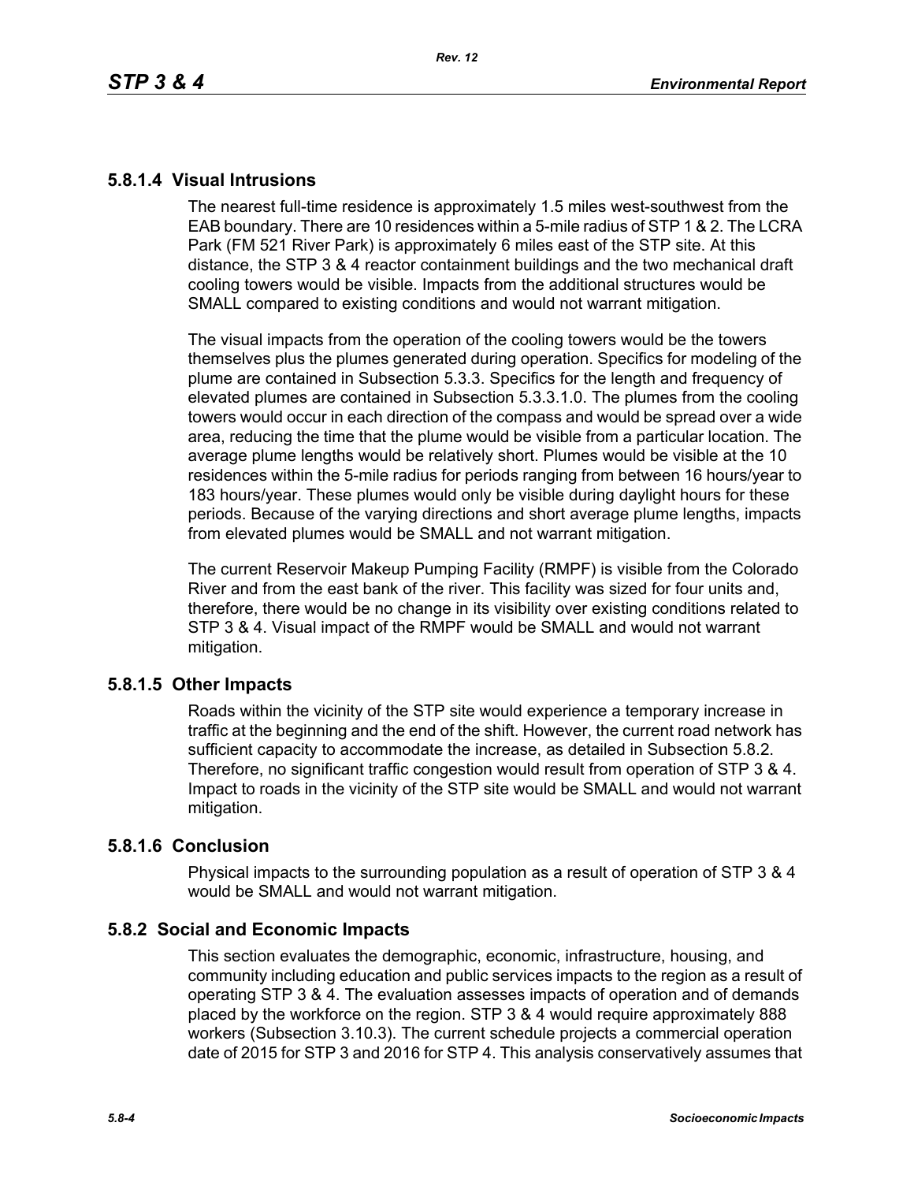### 5.8.1.4 Visual Intrusions

The nearest full-time residence is approximately 1.5 miles west-southwest from the EAB boundary. There are 10 residences within a 5-mile radius of STP 1 & 2. The LCRA Park (FM 521 River Park) is approximately 6 miles east of the STP site. At this distance, the STP 3 & 4 reactor containment buildings and the two mechanical draft cooling towers would be visible. Impacts from the additional structures would be SMALL compared to existing conditions and would not warrant mitigation.

The visual impacts from the operation of the cooling towers would be the towers themselves plus the plumes generated during operation. Specifics for modeling of the plume are contained in Subsection 5.3.3. Specifics for the length and frequency of elevated plumes are contained in Subsection 5.3.3.1.0. The plumes from the cooling towers would occur in each direction of the compass and would be spread over a wide area, reducing the time that the plume would be visible from a particular location. The average plume lengths would be relatively short. Plumes would be visible at the 10 residences within the 5-mile radius for periods ranging from between 16 hours/year to 183 hours/year. These plumes would only be visible during daylight hours for these periods. Because of the varying directions and short average plume lengths, impacts from elevated plumes would be SMALL and not warrant mitigation.

The current Reservoir Makeup Pumping Facility (RMPF) is visible from the Colorado River and from the east bank of the river. This facility was sized for four units and, therefore, there would be no change in its visibility over existing conditions related to STP 3 & 4. Visual impact of the RMPF would be SMALL and would not warrant mitigation.

### 5.8.1.5 Other Impacts

Roads within the vicinity of the STP site would experience a temporary increase in traffic at the beginning and the end of the shift. However, the current road network has sufficient capacity to accommodate the increase, as detailed in Subsection 5.8.2. Therefore, no significant traffic congestion would result from operation of STP 3 & 4. Impact to roads in the vicinity of the STP site would be SMALL and would not warrant mitigation.

### 5.8.1.6 Conclusion

Physical impacts to the surrounding population as a result of operation of STP 3 & 4 would be SMALL and would not warrant mitigation.

## 5.8.2 Social and Economic Impacts

This section evaluates the demographic, economic, infrastructure, housing, and community including education and public services impacts to the region as a result of operating STP 3 & 4. The evaluation assesses impacts of operation and of demands placed by the workforce on the region. STP 3 & 4 would require approximately 888 workers (Subsection 3.10.3). The current schedule projects a commercial operation date of 2015 for STP 3 and 2016 for STP 4. This analysis conservatively assumes that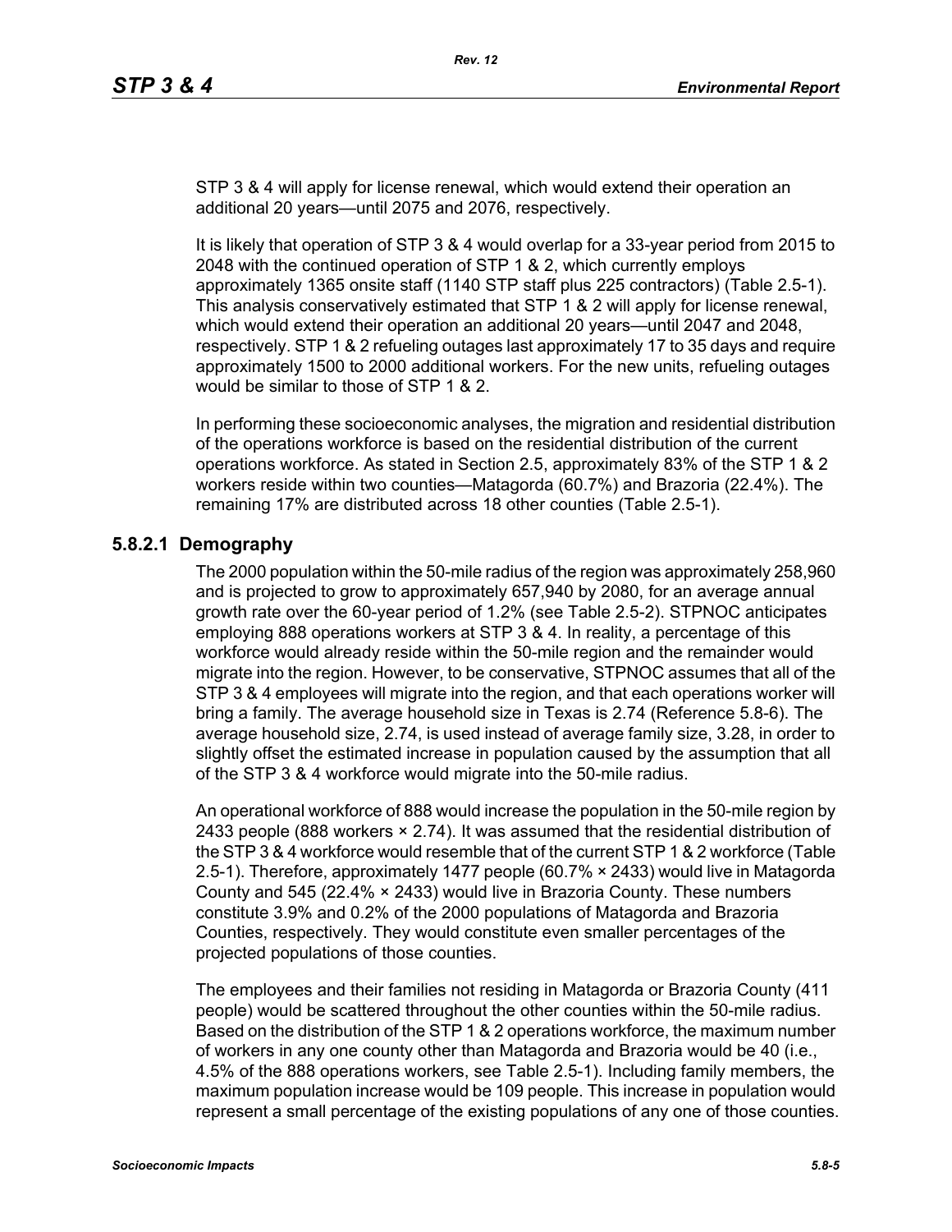STP 3 & 4 will apply for license renewal, which would extend their operation an additional 20 years—until 2075 and 2076, respectively.

It is likely that operation of STP 3 & 4 would overlap for a 33-year period from 2015 to 2048 with the continued operation of STP 1 & 2, which currently employs approximately 1365 onsite staff (1140 STP staff plus 225 contractors) (Table 2.5-1). This analysis conservatively estimated that STP 1 & 2 will apply for license renewal, which would extend their operation an additional 20 years—until 2047 and 2048, respectively. STP 1 & 2 refueling outages last approximately 17 to 35 days and require approximately 1500 to 2000 additional workers. For the new units, refueling outages would be similar to those of STP 1 & 2.

In performing these socioeconomic analyses, the migration and residential distribution of the operations workforce is based on the residential distribution of the current operations workforce. As stated in Section 2.5, approximately 83% of the STP 1 & 2 workers reside within two counties—Matagorda (60.7%) and Brazoria (22.4%). The remaining 17% are distributed across 18 other counties (Table 2.5-1).

### 5.8.2.1 Demography

The 2000 population within the 50-mile radius of the region was approximately 258,960 and is projected to grow to approximately 657,940 by 2080, for an average annual growth rate over the 60-year period of 1.2% (see Table 2.5-2). STPNOC anticipates employing 888 operations workers at STP 3 & 4. In reality, a percentage of this workforce would already reside within the 50-mile region and the remainder would migrate into the region. However, to be conservative, STPNOC assumes that all of the STP 3 & 4 employees will migrate into the region, and that each operations worker will bring a family. The average household size in Texas is 2.74 (Reference 5.8-6). The average household size, 2.74, is used instead of average family size, 3.28, in order to slightly offset the estimated increase in population caused by the assumption that all of the STP 3 & 4 workforce would migrate into the 50-mile radius.

An operational workforce of 888 would increase the population in the 50-mile region by 2433 people (888 workers × 2.74). It was assumed that the residential distribution of the STP 3 & 4 workforce would resemble that of the current STP 1 & 2 workforce (Table 2.5-1). Therefore, approximately 1477 people (60.7% × 2433) would live in Matagorda County and 545 (22.4% × 2433) would live in Brazoria County. These numbers constitute 3.9% and 0.2% of the 2000 populations of Matagorda and Brazoria Counties, respectively. They would constitute even smaller percentages of the projected populations of those counties.

The employees and their families not residing in Matagorda or Brazoria County (411 people) would be scattered throughout the other counties within the 50-mile radius. Based on the distribution of the STP 1 & 2 operations workforce, the maximum number of workers in any one county other than Matagorda and Brazoria would be 40 (i.e., 4.5% of the 888 operations workers, see Table 2.5-1). Including family members, the maximum population increase would be 109 people. This increase in population would represent a small percentage of the existing populations of any one of those counties.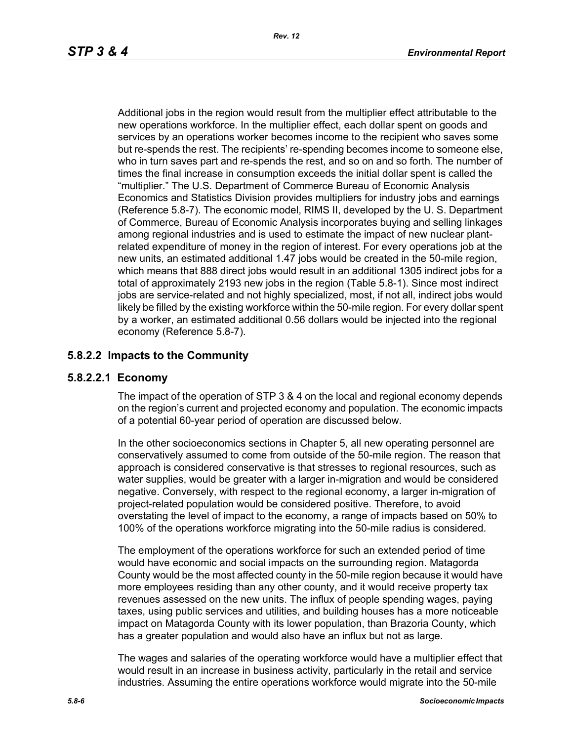Additional jobs in the region would result from the multiplier effect attributable to the new operations workforce. In the multiplier effect, each dollar spent on goods and services by an operations worker becomes income to the recipient who saves some but re-spends the rest. The recipients' re-spending becomes income to someone else, who in turn saves part and re-spends the rest, and so on and so forth. The number of times the final increase in consumption exceeds the initial dollar spent is called the "multiplier." The U.S. Department of Commerce Bureau of Economic Analysis Economics and Statistics Division provides multipliers for industry jobs and earnings (Reference 5.8-7). The economic model, RIMS II, developed by the U. S. Department of Commerce, Bureau of Economic Analysis incorporates buying and selling linkages among regional industries and is used to estimate the impact of new nuclear plant-related expenditure of money in the region of interest. For every operations job at the new units, an estimated additional 1.47 jobs would be created in the 50-mile region, which means that 888 direct jobs would result in an additional 1305 indirect jobs for a total of approximately 2193 new jobs in the region (Table 5.8-1). Since most indirect jobs are service-related and not highly specialized, most, if not all, indirect jobs would likely be filled by the existing workforce within the 50-mile region. For every dollar spent by a worker, an estimated additional 0.56 dollars would be injected into the regional economy (Reference 5.8-7).

## 5.8.2.2 Impacts to the Community

### 5.8.2.2.1 Economy

The impact of the operation of STP 3 & 4 on the local and regional economy depends on the region's current and projected economy and population. The economic impacts of a potential 60-year period of operation are discussed below.

In the other socioeconomics sections in Chapter 5, all new operating personnel are conservatively assumed to come from outside of the 50-mile region. The reason that approach is considered conservative is that stresses to regional resources, such as water supplies, would be greater with a larger in-migration and would be considered negative. Conversely, with respect to the regional economy, a larger in-migration of project-related population would be considered positive. Therefore, to avoid overstating the level of impact to the economy, a range of impacts based on 50% to 100% of the operations workforce migrating into the 50-mile radius is considered.

The employment of the operations workforce for such an extended period of time would have economic and social impacts on the surrounding region. Matagorda County would be the most affected county in the 50-mile region because it would have more employees residing than any other county, and it would receive property tax revenues assessed on the new units. The influx of people spending wages, paying taxes, using public services and utilities, and building houses has a more noticeable impact on Matagorda County with its lower population, than Brazoria County, which has a greater population and would also have an influx but not as large.

The wages and salaries of the operating workforce would have a multiplier effect that would result in an increase in business activity, particularly in the retail and service industries. Assuming the entire operations workforce would migrate into the 50-mile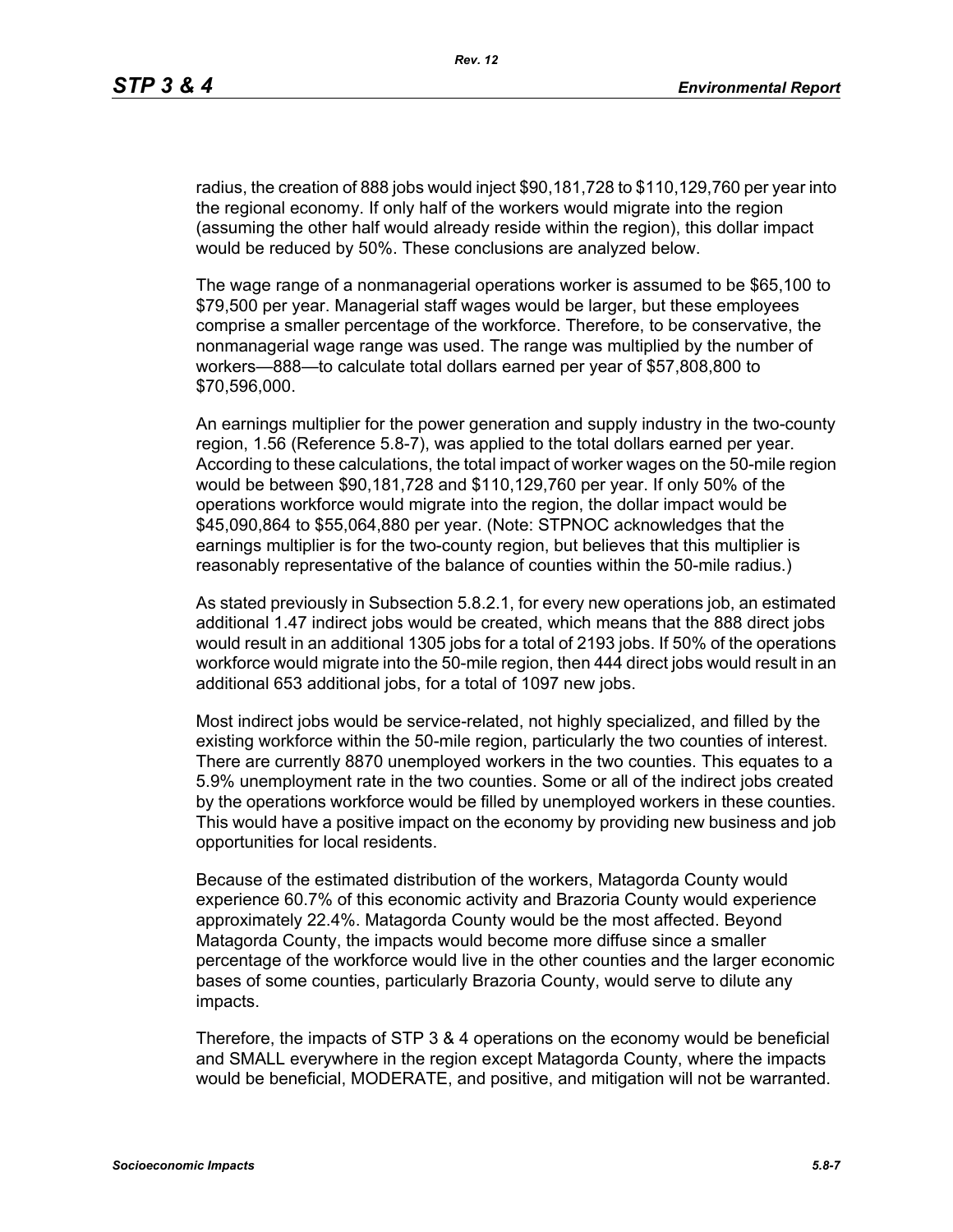radius, the creation of 888 jobs would inject $90,181,728 to $110,129,760 per year into the regional economy. If only half of the workers would migrate into the region (assuming the other half would already reside within the region), this dollar impact would be reduced by 50%. These conclusions are analyzed below.

The wage range of a nonmanagerial operations worker is assumed to be $65,100 to $79,500 per year. Managerial staff wages would be larger, but these employees comprise a smaller percentage of the workforce. Therefore, to be conservative, the nonmanagerial wage range was used. The range was multiplied by the number of workers—888—to calculate total dollars earned per year of $57,808,800 to $70,596,000.

An earnings multiplier for the power generation and supply industry in the two-county region, 1.56 (Reference 5.8-7), was applied to the total dollars earned per year. According to these calculations, the total impact of worker wages on the 50-mile region would be between $90,181,728 and $110,129,760 per year. If only 50% of the operations workforce would migrate into the region, the dollar impact would be $45,090,864 to $55,064,880 per year. (Note: STPNOC acknowledges that the earnings multiplier is for the two-county region, but believes that this multiplier is reasonably representative of the balance of counties within the 50-mile radius.)

As stated previously in Subsection 5.8.2.1, for every new operations job, an estimated additional 1.47 indirect jobs would be created, which means that the 888 direct jobs would result in an additional 1305 jobs for a total of 2193 jobs. If 50% of the operations workforce would migrate into the 50-mile region, then 444 direct jobs would result in an additional 653 additional jobs, for a total of 1097 new jobs.

Most indirect jobs would be service-related, not highly specialized, and filled by the existing workforce within the 50-mile region, particularly the two counties of interest. There are currently 8870 unemployed workers in the two counties. This equates to a 5.9% unemployment rate in the two counties. Some or all of the indirect jobs created by the operations workforce would be filled by unemployed workers in these counties. This would have a positive impact on the economy by providing new business and job opportunities for local residents.

Because of the estimated distribution of the workers, Matagorda County would experience 60.7% of this economic activity and Brazoria County would experience approximately 22.4%. Matagorda County would be the most affected. Beyond Matagorda County, the impacts would become more diffuse since a smaller percentage of the workforce would live in the other counties and the larger economic bases of some counties, particularly Brazoria County, would serve to dilute any impacts.

Therefore, the impacts of STP 3 & 4 operations on the economy would be beneficial and SMALL everywhere in the region except Matagorda County, where the impacts would be beneficial, MODERATE, and positive, and mitigation will not be warranted.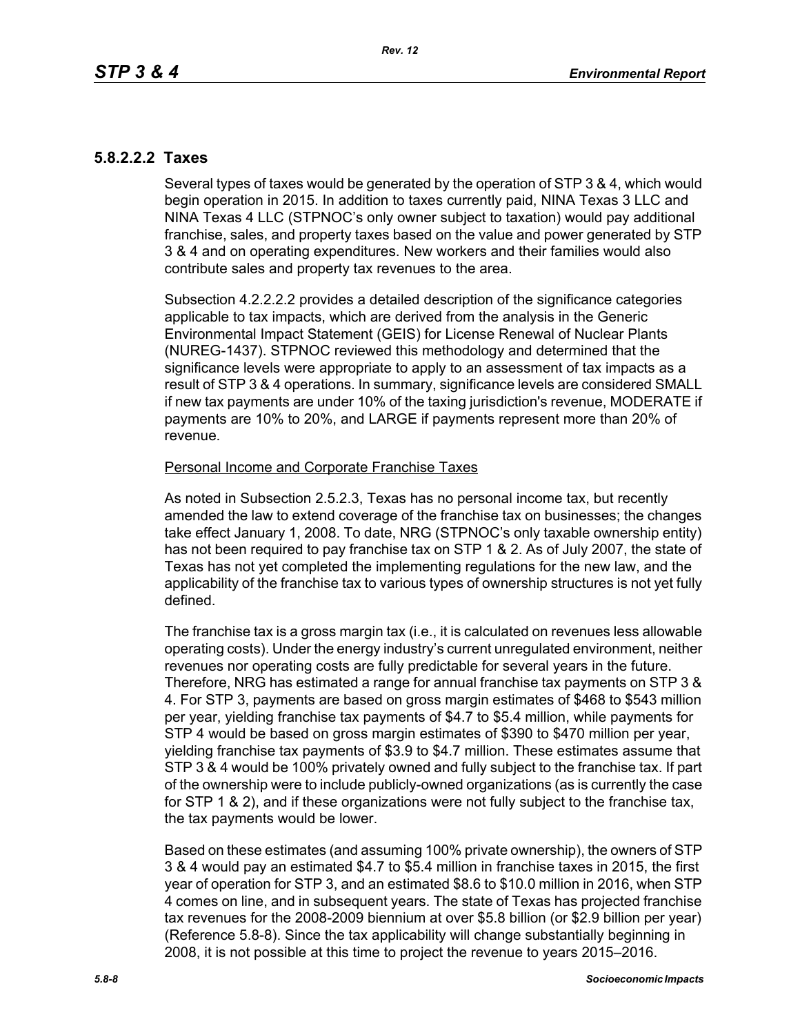### 5.8.2.2.2 Taxes

Several types of taxes would be generated by the operation of STP 3 & 4, which would begin operation in 2015. In addition to taxes currently paid, NINA Texas 3 LLC and NINA Texas 4 LLC (STPNOC's only owner subject to taxation) would pay additional franchise, sales, and property taxes based on the value and power generated by STP 3 & 4 and on operating expenditures. New workers and their families would also contribute sales and property tax revenues to the area.

Subsection 4.2.2.2.2 provides a detailed description of the significance categories applicable to tax impacts, which are derived from the analysis in the Generic Environmental Impact Statement (GEIS) for License Renewal of Nuclear Plants (NUREG-1437). STPNOC reviewed this methodology and determined that the significance levels were appropriate to apply to an assessment of tax impacts as a result of STP 3 & 4 operations. In summary, significance levels are considered SMALL if new tax payments are under 10% of the taxing jurisdiction's revenue, MODERATE if payments are 10% to 20%, and LARGE if payments represent more than 20% of revenue.

Personal Income and Corporate Franchise Taxes

As noted in Subsection 2.5.2.3, Texas has no personal income tax, but recently amended the law to extend coverage of the franchise tax on businesses; the changes take effect January 1, 2008. To date, NRG (STPNOC's only taxable ownership entity) has not been required to pay franchise tax on STP 1 & 2. As of July 2007, the state of Texas has not yet completed the implementing regulations for the new law, and the applicability of the franchise tax to various types of ownership structures is not yet fully defined.

The franchise tax is a gross margin tax (i.e., it is calculated on revenues less allowable operating costs). Under the energy industry's current unregulated environment, neither revenues nor operating costs are fully predictable for several years in the future. Therefore, NRG has estimated a range for annual franchise tax payments on STP 3 & 4. For STP 3, payments are based on gross margin estimates of $468 to $543 million per year, yielding franchise tax payments of $4.7 to $5.4 million, while payments for STP 4 would be based on gross margin estimates of $390 to $470 million per year, yielding franchise tax payments of $3.9 to $4.7 million. These estimates assume that STP 3 & 4 would be 100% privately owned and fully subject to the franchise tax. If part of the ownership were to include publicly-owned organizations (as is currently the case for STP 1 & 2), and if these organizations were not fully subject to the franchise tax, the tax payments would be lower.

Based on these estimates (and assuming 100% private ownership), the owners of STP 3 & 4 would pay an estimated $4.7 to $5.4 million in franchise taxes in 2015, the first year of operation for STP 3, and an estimated $8.6 to $10.0 million in 2016, when STP 4 comes on line, and in subsequent years. The state of Texas has projected franchise tax revenues for the 2008-2009 biennium at over $5.8 billion (or $2.9 billion per year) (Reference 5.8-8). Since the tax applicability will change substantially beginning in 2008, it is not possible at this time to project the revenue to years 2015–2016.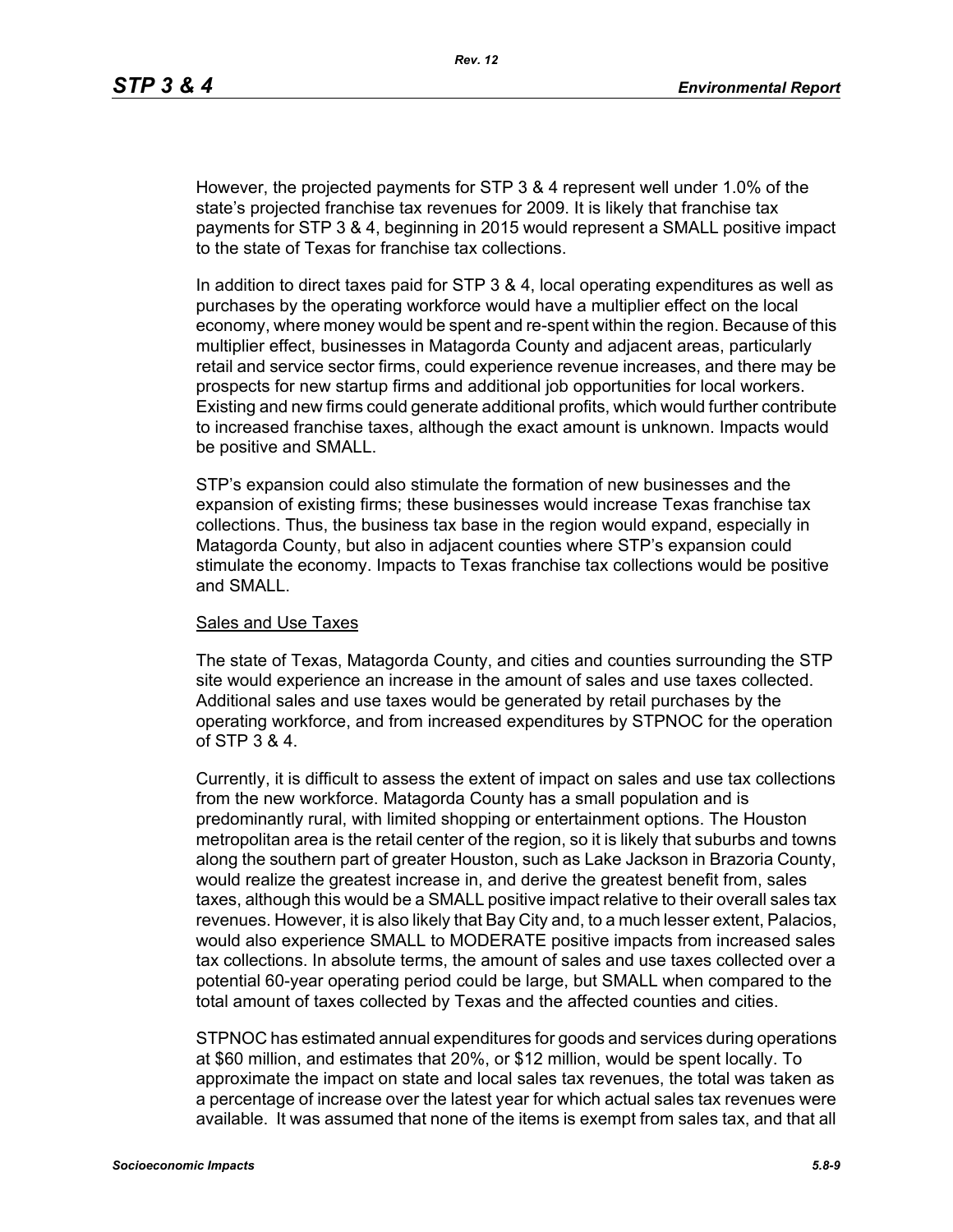However, the projected payments for STP 3 & 4 represent well under 1.0% of the state's projected franchise tax revenues for 2009. It is likely that franchise tax payments for STP 3 & 4, beginning in 2015 would represent a SMALL positive impact to the state of Texas for franchise tax collections.

In addition to direct taxes paid for STP 3 & 4, local operating expenditures as well as purchases by the operating workforce would have a multiplier effect on the local economy, where money would be spent and re-spent within the region. Because of this multiplier effect, businesses in Matagorda County and adjacent areas, particularly retail and service sector firms, could experience revenue increases, and there may be prospects for new startup firms and additional job opportunities for local workers. Existing and new firms could generate additional profits, which would further contribute to increased franchise taxes, although the exact amount is unknown. Impacts would be positive and SMALL.

STP's expansion could also stimulate the formation of new businesses and the expansion of existing firms; these businesses would increase Texas franchise tax collections. Thus, the business tax base in the region would expand, especially in Matagorda County, but also in adjacent counties where STP's expansion could stimulate the economy. Impacts to Texas franchise tax collections would be positive and SMALL.

<u>Sales and Use Taxes</u>

The state of Texas, Matagorda County, and cities and counties surrounding the STP site would experience an increase in the amount of sales and use taxes collected. Additional sales and use taxes would be generated by retail purchases by the operating workforce, and from increased expenditures by STPNOC for the operation of STP 3 & 4.

Currently, it is difficult to assess the extent of impact on sales and use tax collections from the new workforce. Matagorda County has a small population and is predominantly rural, with limited shopping or entertainment options. The Houston metropolitan area is the retail center of the region, so it is likely that suburbs and towns along the southern part of greater Houston, such as Lake Jackson in Brazoria County, would realize the greatest increase in, and derive the greatest benefit from, sales taxes, although this would be a SMALL positive impact relative to their overall sales tax revenues. However, it is also likely that Bay City and, to a much lesser extent, Palacios, would also experience SMALL to MODERATE positive impacts from increased sales tax collections. In absolute terms, the amount of sales and use taxes collected over a potential 60-year operating period could be large, but SMALL when compared to the total amount of taxes collected by Texas and the affected counties and cities.

STPNOC has estimated annual expenditures for goods and services during operations at $60 million, and estimates that 20%, or $12 million, would be spent locally. To approximate the impact on state and local sales tax revenues, the total was taken as a percentage of increase over the latest year for which actual sales tax revenues were available. It was assumed that none of the items is exempt from sales tax, and that all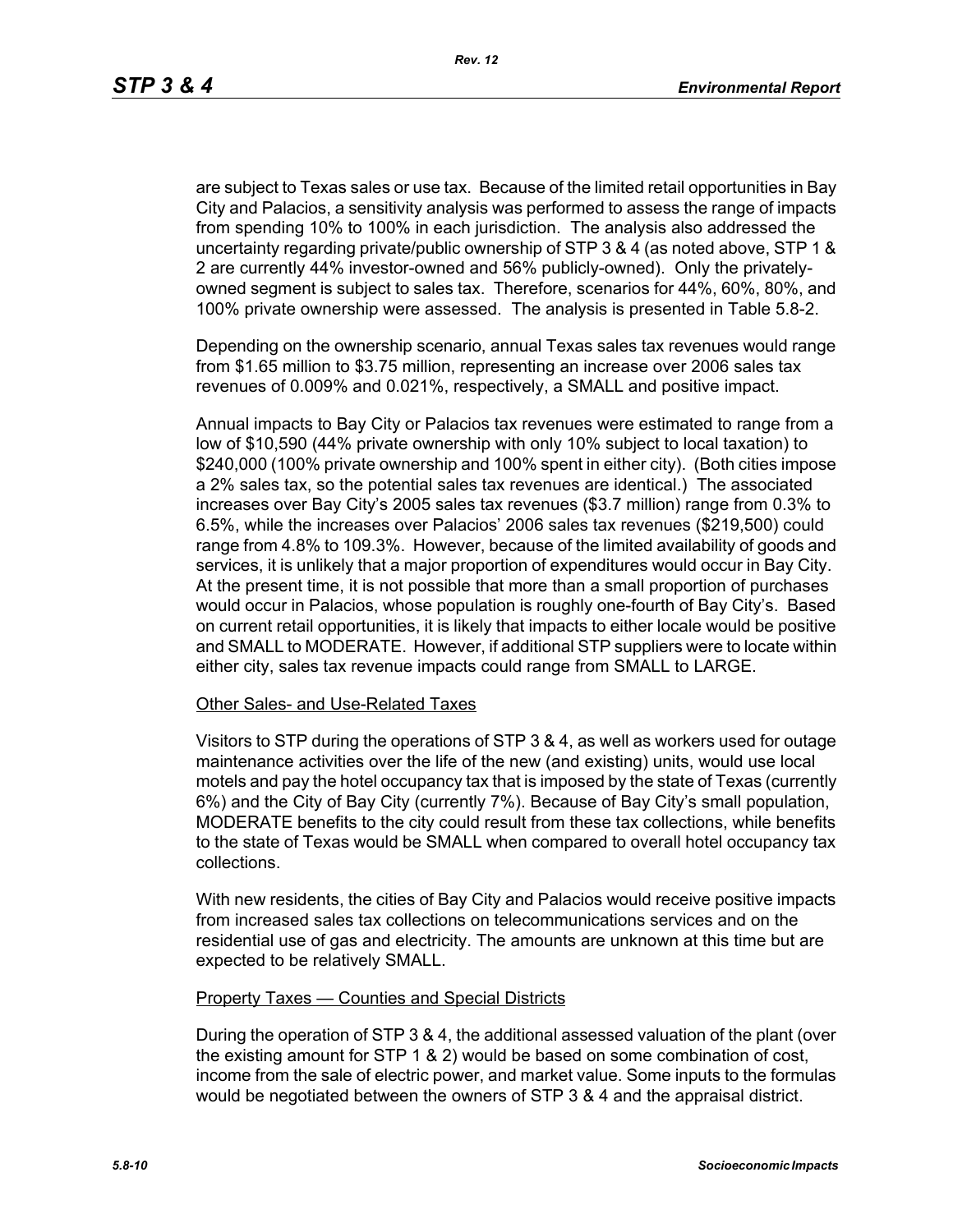are subject to Texas sales or use tax. Because of the limited retail opportunities in Bay City and Palacios, a sensitivity analysis was performed to assess the range of impacts from spending 10% to 100% in each jurisdiction. The analysis also addressed the uncertainty regarding private/public ownership of STP 3 & 4 (as noted above, STP 1 & 2 are currently 44% investor-owned and 56% publicly-owned). Only the privately-owned segment is subject to sales tax. Therefore, scenarios for 44%, 60%, 80%, and 100% private ownership were assessed. The analysis is presented in Table 5.8-2.

Depending on the ownership scenario, annual Texas sales tax revenues would range from $1.65 million to $3.75 million, representing an increase over 2006 sales tax revenues of 0.009% and 0.021%, respectively, a SMALL and positive impact.

Annual impacts to Bay City or Palacios tax revenues were estimated to range from a low of $10,590 (44% private ownership with only 10% subject to local taxation) to $240,000 (100% private ownership and 100% spent in either city). (Both cities impose a 2% sales tax, so the potential sales tax revenues are identical.) The associated increases over Bay City's 2005 sales tax revenues ($3.7 million) range from 0.3% to 6.5%, while the increases over Palacios' 2006 sales tax revenues ($219,500) could range from 4.8% to 109.3%. However, because of the limited availability of goods and services, it is unlikely that a major proportion of expenditures would occur in Bay City. At the present time, it is not possible that more than a small proportion of purchases would occur in Palacios, whose population is roughly one-fourth of Bay City's. Based on current retail opportunities, it is likely that impacts to either locale would be positive and SMALL to MODERATE. However, if additional STP suppliers were to locate within either city, sales tax revenue impacts could range from SMALL to LARGE.

Other Sales- and Use-Related Taxes

Visitors to STP during the operations of STP 3 & 4, as well as workers used for outage maintenance activities over the life of the new (and existing) units, would use local motels and pay the hotel occupancy tax that is imposed by the state of Texas (currently 6%) and the City of Bay City (currently 7%). Because of Bay City's small population, MODERATE benefits to the city could result from these tax collections, while benefits to the state of Texas would be SMALL when compared to overall hotel occupancy tax collections.

With new residents, the cities of Bay City and Palacios would receive positive impacts from increased sales tax collections on telecommunications services and on the residential use of gas and electricity. The amounts are unknown at this time but are expected to be relatively SMALL.

Property Taxes — Counties and Special Districts

During the operation of STP 3 & 4, the additional assessed valuation of the plant (over the existing amount for STP 1 & 2) would be based on some combination of cost, income from the sale of electric power, and market value. Some inputs to the formulas would be negotiated between the owners of STP 3 & 4 and the appraisal district.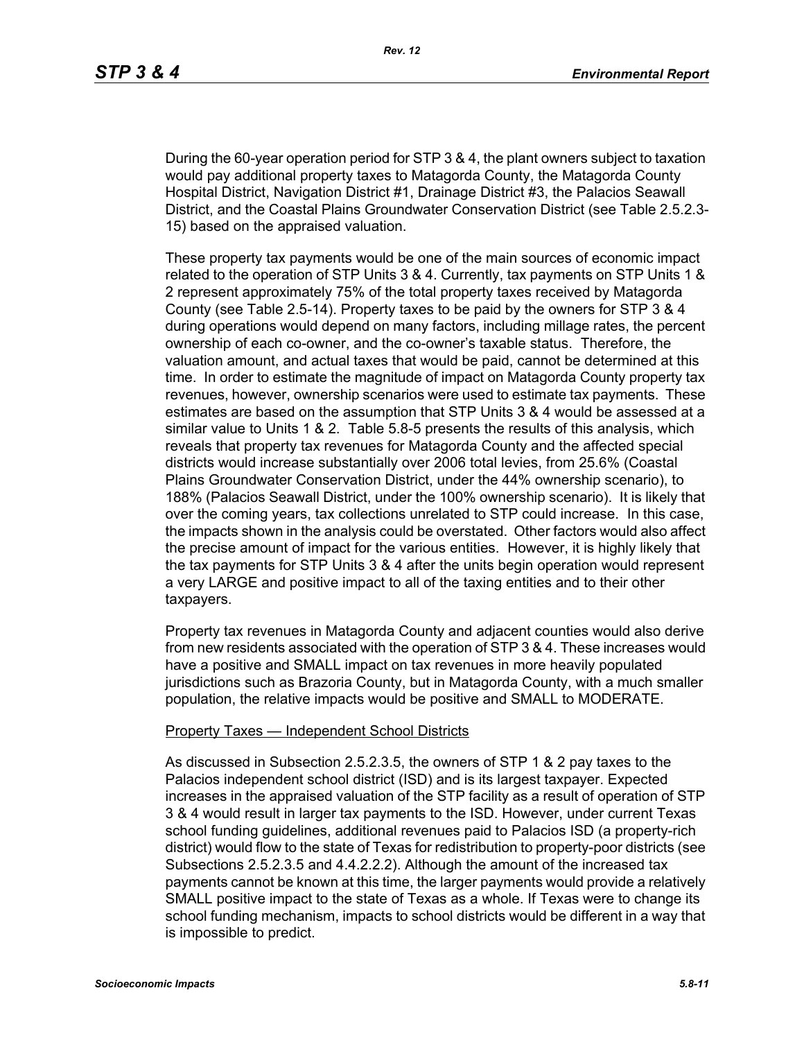During the 60-year operation period for STP 3 & 4, the plant owners subject to taxation would pay additional property taxes to Matagorda County, the Matagorda County Hospital District, Navigation District #1, Drainage District #3, the Palacios Seawall District, and the Coastal Plains Groundwater Conservation District (see Table 2.5.2.3-15) based on the appraised valuation.

These property tax payments would be one of the main sources of economic impact related to the operation of STP Units 3 & 4. Currently, tax payments on STP Units 1 & 2 represent approximately 75% of the total property taxes received by Matagorda County (see Table 2.5-14). Property taxes to be paid by the owners for STP 3 & 4 during operations would depend on many factors, including millage rates, the percent ownership of each co-owner, and the co-owner's taxable status. Therefore, the valuation amount, and actual taxes that would be paid, cannot be determined at this time. In order to estimate the magnitude of impact on Matagorda County property tax revenues, however, ownership scenarios were used to estimate tax payments. These estimates are based on the assumption that STP Units 3 & 4 would be assessed at a similar value to Units 1 & 2. Table 5.8-5 presents the results of this analysis, which reveals that property tax revenues for Matagorda County and the affected special districts would increase substantially over 2006 total levies, from 25.6% (Coastal Plains Groundwater Conservation District, under the 44% ownership scenario), to 188% (Palacios Seawall District, under the 100% ownership scenario). It is likely that over the coming years, tax collections unrelated to STP could increase. In this case, the impacts shown in the analysis could be overstated. Other factors would also affect the precise amount of impact for the various entities. However, it is highly likely that the tax payments for STP Units 3 & 4 after the units begin operation would represent a very LARGE and positive impact to all of the taxing entities and to their other taxpayers.

Property tax revenues in Matagorda County and adjacent counties would also derive from new residents associated with the operation of STP 3 & 4. These increases would have a positive and SMALL impact on tax revenues in more heavily populated jurisdictions such as Brazoria County, but in Matagorda County, with a much smaller population, the relative impacts would be positive and SMALL to MODERATE.

Property Taxes — Independent School Districts

As discussed in Subsection 2.5.2.3.5, the owners of STP 1 & 2 pay taxes to the Palacios independent school district (ISD) and is its largest taxpayer. Expected increases in the appraised valuation of the STP facility as a result of operation of STP 3 & 4 would result in larger tax payments to the ISD. However, under current Texas school funding guidelines, additional revenues paid to Palacios ISD (a property-rich district) would flow to the state of Texas for redistribution to property-poor districts (see Subsections 2.5.2.3.5 and 4.4.2.2.2). Although the amount of the increased tax payments cannot be known at this time, the larger payments would provide a relatively SMALL positive impact to the state of Texas as a whole. If Texas were to change its school funding mechanism, impacts to school districts would be different in a way that is impossible to predict.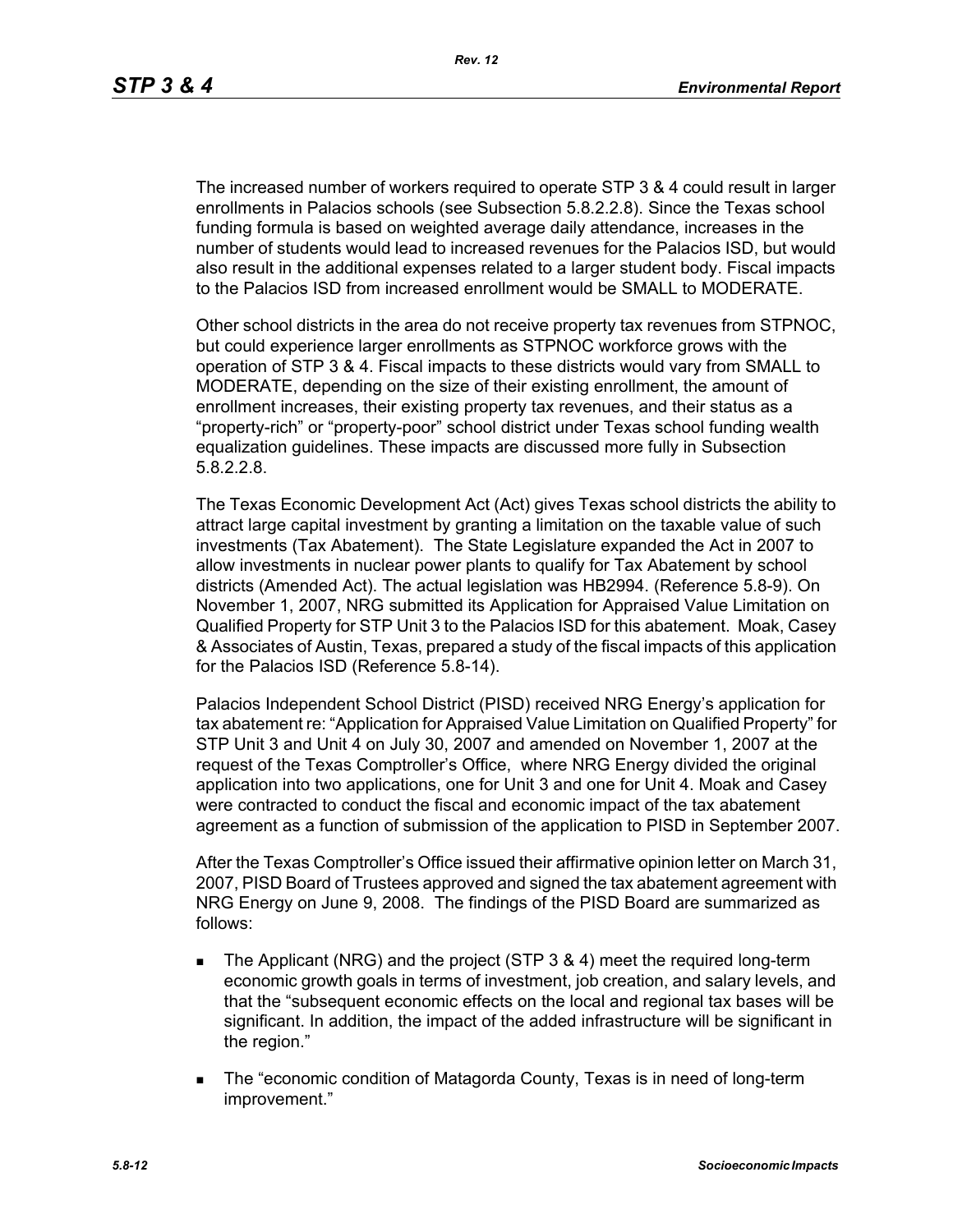The increased number of workers required to operate STP 3 & 4 could result in larger enrollments in Palacios schools (see Subsection 5.8.2.2.8). Since the Texas school funding formula is based on weighted average daily attendance, increases in the number of students would lead to increased revenues for the Palacios ISD, but would also result in the additional expenses related to a larger student body. Fiscal impacts to the Palacios ISD from increased enrollment would be SMALL to MODERATE.

Other school districts in the area do not receive property tax revenues from STPNOC, but could experience larger enrollments as STPNOC workforce grows with the operation of STP 3 & 4. Fiscal impacts to these districts would vary from SMALL to MODERATE, depending on the size of their existing enrollment, the amount of enrollment increases, their existing property tax revenues, and their status as a "property-rich" or "property-poor" school district under Texas school funding wealth equalization guidelines. These impacts are discussed more fully in Subsection 5.8.2.2.8.

The Texas Economic Development Act (Act) gives Texas school districts the ability to attract large capital investment by granting a limitation on the taxable value of such investments (Tax Abatement). The State Legislature expanded the Act in 2007 to allow investments in nuclear power plants to qualify for Tax Abatement by school districts (Amended Act). The actual legislation was HB2994. (Reference 5.8-9). On November 1, 2007, NRG submitted its Application for Appraised Value Limitation on Qualified Property for STP Unit 3 to the Palacios ISD for this abatement. Moak, Casey & Associates of Austin, Texas, prepared a study of the fiscal impacts of this application for the Palacios ISD (Reference 5.8-14).

Palacios Independent School District (PISD) received NRG Energy's application for tax abatement re: "Application for Appraised Value Limitation on Qualified Property" for STP Unit 3 and Unit 4 on July 30, 2007 and amended on November 1, 2007 at the request of the Texas Comptroller's Office, where NRG Energy divided the original application into two applications, one for Unit 3 and one for Unit 4. Moak and Casey were contracted to conduct the fiscal and economic impact of the tax abatement agreement as a function of submission of the application to PISD in September 2007.

After the Texas Comptroller's Office issued their affirmative opinion letter on March 31, 2007, PISD Board of Trustees approved and signed the tax abatement agreement with NRG Energy on June 9, 2008. The findings of the PISD Board are summarized as follows:

- The Applicant (NRG) and the project (STP 3 & 4) meet the required long-term economic growth goals in terms of investment, job creation, and salary levels, and that the "subsequent economic effects on the local and regional tax bases will be significant. In addition, the impact of the added infrastructure will be significant in the region."
- The "economic condition of Matagorda County, Texas is in need of long-term improvement."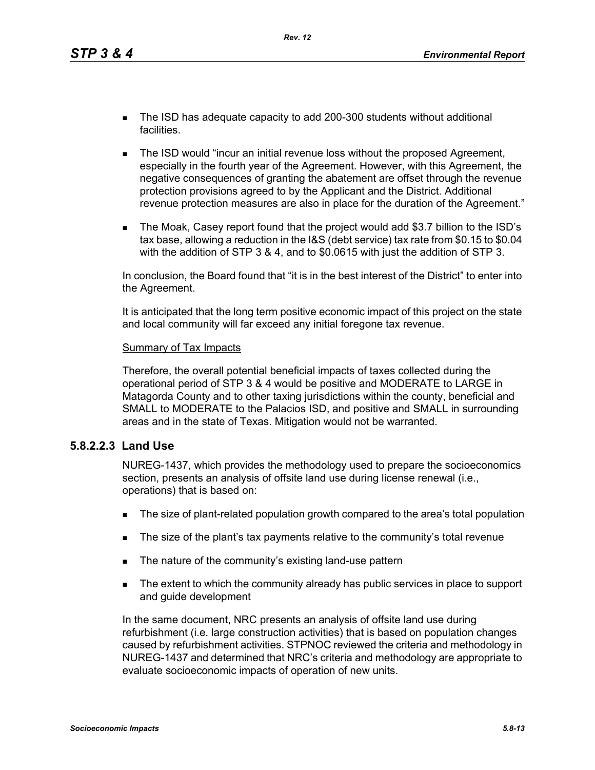- The ISD has adequate capacity to add 200-300 students without additional facilities.
- The ISD would "incur an initial revenue loss without the proposed Agreement, especially in the fourth year of the Agreement. However, with this Agreement, the negative consequences of granting the abatement are offset through the revenue protection provisions agreed to by the Applicant and the District. Additional revenue protection measures are also in place for the duration of the Agreement."
- The Moak, Casey report found that the project would add $3.7 billion to the ISD's tax base, allowing a reduction in the I&S (debt service) tax rate from $0.15 to $0.04 with the addition of STP 3 & 4, and to $0.0615 with just the addition of STP 3.

In conclusion, the Board found that "it is in the best interest of the District" to enter into the Agreement.

It is anticipated that the long term positive economic impact of this project on the state and local community will far exceed any initial foregone tax revenue.

<u>Summary of Tax Impacts</u>

Therefore, the overall potential beneficial impacts of taxes collected during the operational period of STP 3 & 4 would be positive and MODERATE to LARGE in Matagorda County and to other taxing jurisdictions within the county, beneficial and SMALL to MODERATE to the Palacios ISD, and positive and SMALL in surrounding areas and in the state of Texas. Mitigation would not be warranted.

#### 5.8.2.2.3 Land Use

NUREG-1437, which provides the methodology used to prepare the socioeconomics section, presents an analysis of offsite land use during license renewal (i.e., operations) that is based on:

- The size of plant-related population growth compared to the area's total population
- The size of the plant's tax payments relative to the community's total revenue
- The nature of the community's existing land-use pattern
- The extent to which the community already has public services in place to support and guide development

In the same document, NRC presents an analysis of offsite land use during refurbishment (i.e. large construction activities) that is based on population changes caused by refurbishment activities. STPNOC reviewed the criteria and methodology in NUREG-1437 and determined that NRC's criteria and methodology are appropriate to evaluate socioeconomic impacts of operation of new units.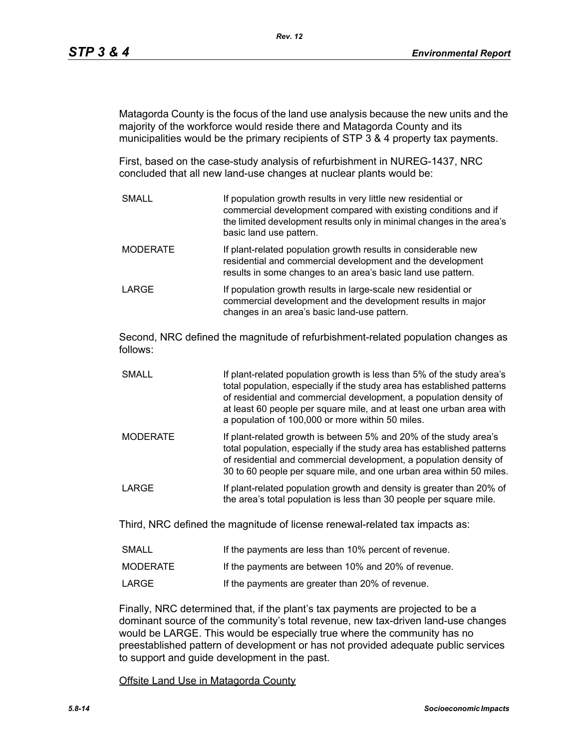Matagorda County is the focus of the land use analysis because the new units and the majority of the workforce would reside there and Matagorda County and its municipalities would be the primary recipients of STP 3 & 4 property tax payments.

First, based on the case-study analysis of refurbishment in NUREG-1437, NRC concluded that all new land-use changes at nuclear plants would be:

| | |
|---|---|
| SMALL | If population growth results in very little new residential or commercial development compared with existing conditions and if the limited development results only in minimal changes in the area's basic land use pattern. |
| MODERATE | If plant-related population growth results in considerable new residential and commercial development and the development results in some changes to an area's basic land use pattern. |
| LARGE | If population growth results in large-scale new residential or commercial development and the development results in major changes in an area's basic land-use pattern. |

Second, NRC defined the magnitude of refurbishment-related population changes as follows:

| | |
|---|---|
| SMALL | If plant-related population growth is less than 5% of the study area's total population, especially if the study area has established patterns of residential and commercial development, a population density of at least 60 people per square mile, and at least one urban area with a population of 100,000 or more within 50 miles. |
| MODERATE | If plant-related growth is between 5% and 20% of the study area's total population, especially if the study area has established patterns of residential and commercial development, a population density of 30 to 60 people per square mile, and one urban area within 50 miles. |
| LARGE | If plant-related population growth and density is greater than 20% of the area's total population is less than 30 people per square mile. |

Third, NRC defined the magnitude of license renewal-related tax impacts as:

| | |
|---|---|
| SMALL | If the payments are less than 10% percent of revenue. |
| MODERATE | If the payments are between 10% and 20% of revenue. |
| LARGE | If the payments are greater than 20% of revenue. |

Finally, NRC determined that, if the plant's tax payments are projected to be a dominant source of the community's total revenue, new tax-driven land-use changes would be LARGE. This would be especially true where the community has no preestablished pattern of development or has not provided adequate public services to support and guide development in the past.

<u>Offsite Land Use in Matagorda County</u>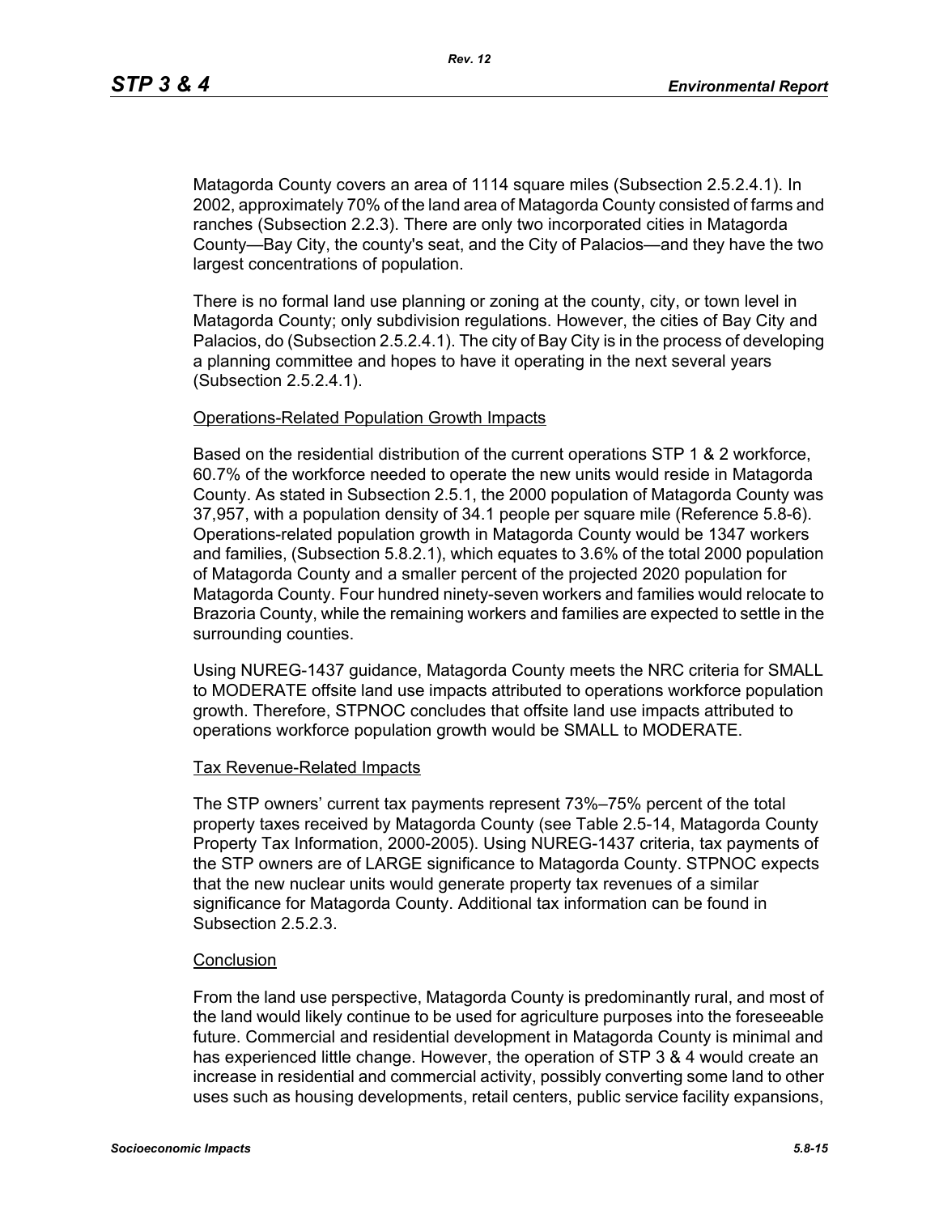Matagorda County covers an area of 1114 square miles (Subsection 2.5.2.4.1). In 2002, approximately 70% of the land area of Matagorda County consisted of farms and ranches (Subsection 2.2.3). There are only two incorporated cities in Matagorda County—Bay City, the county's seat, and the City of Palacios—and they have the two largest concentrations of population.

There is no formal land use planning or zoning at the county, city, or town level in Matagorda County; only subdivision regulations. However, the cities of Bay City and Palacios, do (Subsection 2.5.2.4.1). The city of Bay City is in the process of developing a planning committee and hopes to have it operating in the next several years (Subsection 2.5.2.4.1).

Operations-Related Population Growth Impacts

Based on the residential distribution of the current operations STP 1 & 2 workforce, 60.7% of the workforce needed to operate the new units would reside in Matagorda County. As stated in Subsection 2.5.1, the 2000 population of Matagorda County was 37,957, with a population density of 34.1 people per square mile (Reference 5.8-6). Operations-related population growth in Matagorda County would be 1347 workers and families, (Subsection 5.8.2.1), which equates to 3.6% of the total 2000 population of Matagorda County and a smaller percent of the projected 2020 population for Matagorda County. Four hundred ninety-seven workers and families would relocate to Brazoria County, while the remaining workers and families are expected to settle in the surrounding counties.

Using NUREG-1437 guidance, Matagorda County meets the NRC criteria for SMALL to MODERATE offsite land use impacts attributed to operations workforce population growth. Therefore, STPNOC concludes that offsite land use impacts attributed to operations workforce population growth would be SMALL to MODERATE.

Tax Revenue-Related Impacts

The STP owners' current tax payments represent 73%–75% percent of the total property taxes received by Matagorda County (see Table 2.5-14, Matagorda County Property Tax Information, 2000-2005). Using NUREG-1437 criteria, tax payments of the STP owners are of LARGE significance to Matagorda County. STPNOC expects that the new nuclear units would generate property tax revenues of a similar significance for Matagorda County. Additional tax information can be found in Subsection 2.5.2.3.

Conclusion

From the land use perspective, Matagorda County is predominantly rural, and most of the land would likely continue to be used for agriculture purposes into the foreseeable future. Commercial and residential development in Matagorda County is minimal and has experienced little change. However, the operation of STP 3 & 4 would create an increase in residential and commercial activity, possibly converting some land to other uses such as housing developments, retail centers, public service facility expansions,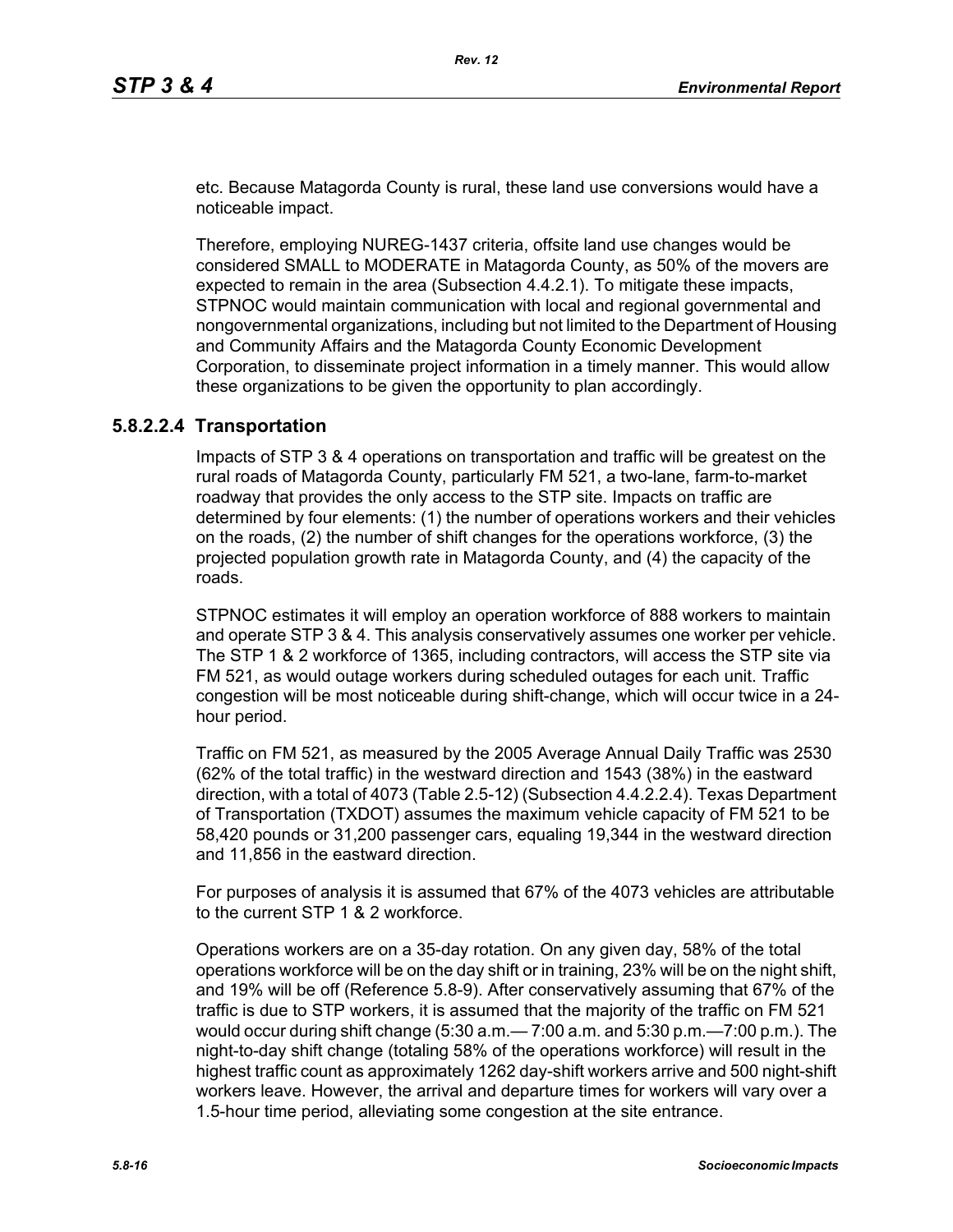etc. Because Matagorda County is rural, these land use conversions would have a noticeable impact.

Therefore, employing NUREG-1437 criteria, offsite land use changes would be considered SMALL to MODERATE in Matagorda County, as 50% of the movers are expected to remain in the area (Subsection 4.4.2.1). To mitigate these impacts, STPNOC would maintain communication with local and regional governmental and nongovernmental organizations, including but not limited to the Department of Housing and Community Affairs and the Matagorda County Economic Development Corporation, to disseminate project information in a timely manner. This would allow these organizations to be given the opportunity to plan accordingly.

#### 5.8.2.2.4 Transportation

Impacts of STP 3 & 4 operations on transportation and traffic will be greatest on the rural roads of Matagorda County, particularly FM 521, a two-lane, farm-to-market roadway that provides the only access to the STP site. Impacts on traffic are determined by four elements: (1) the number of operations workers and their vehicles on the roads, (2) the number of shift changes for the operations workforce, (3) the projected population growth rate in Matagorda County, and (4) the capacity of the roads.

STPNOC estimates it will employ an operation workforce of 888 workers to maintain and operate STP 3 & 4. This analysis conservatively assumes one worker per vehicle. The STP 1 & 2 workforce of 1365, including contractors, will access the STP site via FM 521, as would outage workers during scheduled outages for each unit. Traffic congestion will be most noticeable during shift-change, which will occur twice in a 24-hour period.

Traffic on FM 521, as measured by the 2005 Average Annual Daily Traffic was 2530 (62% of the total traffic) in the westward direction and 1543 (38%) in the eastward direction, with a total of 4073 (Table 2.5-12) (Subsection 4.4.2.2.4). Texas Department of Transportation (TXDOT) assumes the maximum vehicle capacity of FM 521 to be 58,420 pounds or 31,200 passenger cars, equaling 19,344 in the westward direction and 11,856 in the eastward direction.

For purposes of analysis it is assumed that 67% of the 4073 vehicles are attributable to the current STP 1 & 2 workforce.

Operations workers are on a 35-day rotation. On any given day, 58% of the total operations workforce will be on the day shift or in training, 23% will be on the night shift, and 19% will be off (Reference 5.8-9). After conservatively assuming that 67% of the traffic is due to STP workers, it is assumed that the majority of the traffic on FM 521 would occur during shift change (5:30 a.m.— 7:00 a.m. and 5:30 p.m.—7:00 p.m.). The night-to-day shift change (totaling 58% of the operations workforce) will result in the highest traffic count as approximately 1262 day-shift workers arrive and 500 night-shift workers leave. However, the arrival and departure times for workers will vary over a 1.5-hour time period, alleviating some congestion at the site entrance.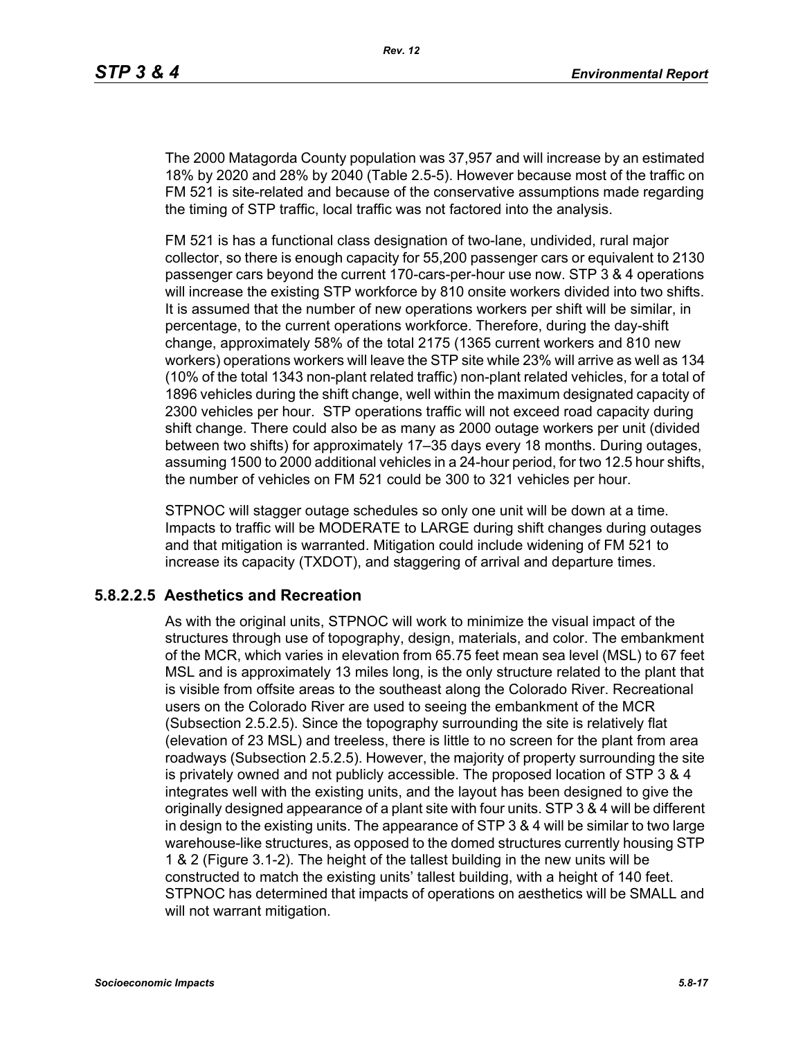The 2000 Matagorda County population was 37,957 and will increase by an estimated 18% by 2020 and 28% by 2040 (Table 2.5-5). However because most of the traffic on FM 521 is site-related and because of the conservative assumptions made regarding the timing of STP traffic, local traffic was not factored into the analysis.

FM 521 is has a functional class designation of two-lane, undivided, rural major collector, so there is enough capacity for 55,200 passenger cars or equivalent to 2130 passenger cars beyond the current 170-cars-per-hour use now. STP 3 & 4 operations will increase the existing STP workforce by 810 onsite workers divided into two shifts. It is assumed that the number of new operations workers per shift will be similar, in percentage, to the current operations workforce. Therefore, during the day-shift change, approximately 58% of the total 2175 (1365 current workers and 810 new workers) operations workers will leave the STP site while 23% will arrive as well as 134 (10% of the total 1343 non-plant related traffic) non-plant related vehicles, for a total of 1896 vehicles during the shift change, well within the maximum designated capacity of 2300 vehicles per hour. STP operations traffic will not exceed road capacity during shift change. There could also be as many as 2000 outage workers per unit (divided between two shifts) for approximately 17–35 days every 18 months. During outages, assuming 1500 to 2000 additional vehicles in a 24-hour period, for two 12.5 hour shifts, the number of vehicles on FM 521 could be 300 to 321 vehicles per hour.

STPNOC will stagger outage schedules so only one unit will be down at a time. Impacts to traffic will be MODERATE to LARGE during shift changes during outages and that mitigation is warranted. Mitigation could include widening of FM 521 to increase its capacity (TXDOT), and staggering of arrival and departure times.

### 5.8.2.2.5 Aesthetics and Recreation

As with the original units, STPNOC will work to minimize the visual impact of the structures through use of topography, design, materials, and color. The embankment of the MCR, which varies in elevation from 65.75 feet mean sea level (MSL) to 67 feet MSL and is approximately 13 miles long, is the only structure related to the plant that is visible from offsite areas to the southeast along the Colorado River. Recreational users on the Colorado River are used to seeing the embankment of the MCR (Subsection 2.5.2.5). Since the topography surrounding the site is relatively flat (elevation of 23 MSL) and treeless, there is little to no screen for the plant from area roadways (Subsection 2.5.2.5). However, the majority of property surrounding the site is privately owned and not publicly accessible. The proposed location of STP 3 & 4 integrates well with the existing units, and the layout has been designed to give the originally designed appearance of a plant site with four units. STP 3 & 4 will be different in design to the existing units. The appearance of STP 3 & 4 will be similar to two large warehouse-like structures, as opposed to the domed structures currently housing STP 1 & 2 (Figure 3.1-2). The height of the tallest building in the new units will be constructed to match the existing units' tallest building, with a height of 140 feet. STPNOC has determined that impacts of operations on aesthetics will be SMALL and will not warrant mitigation.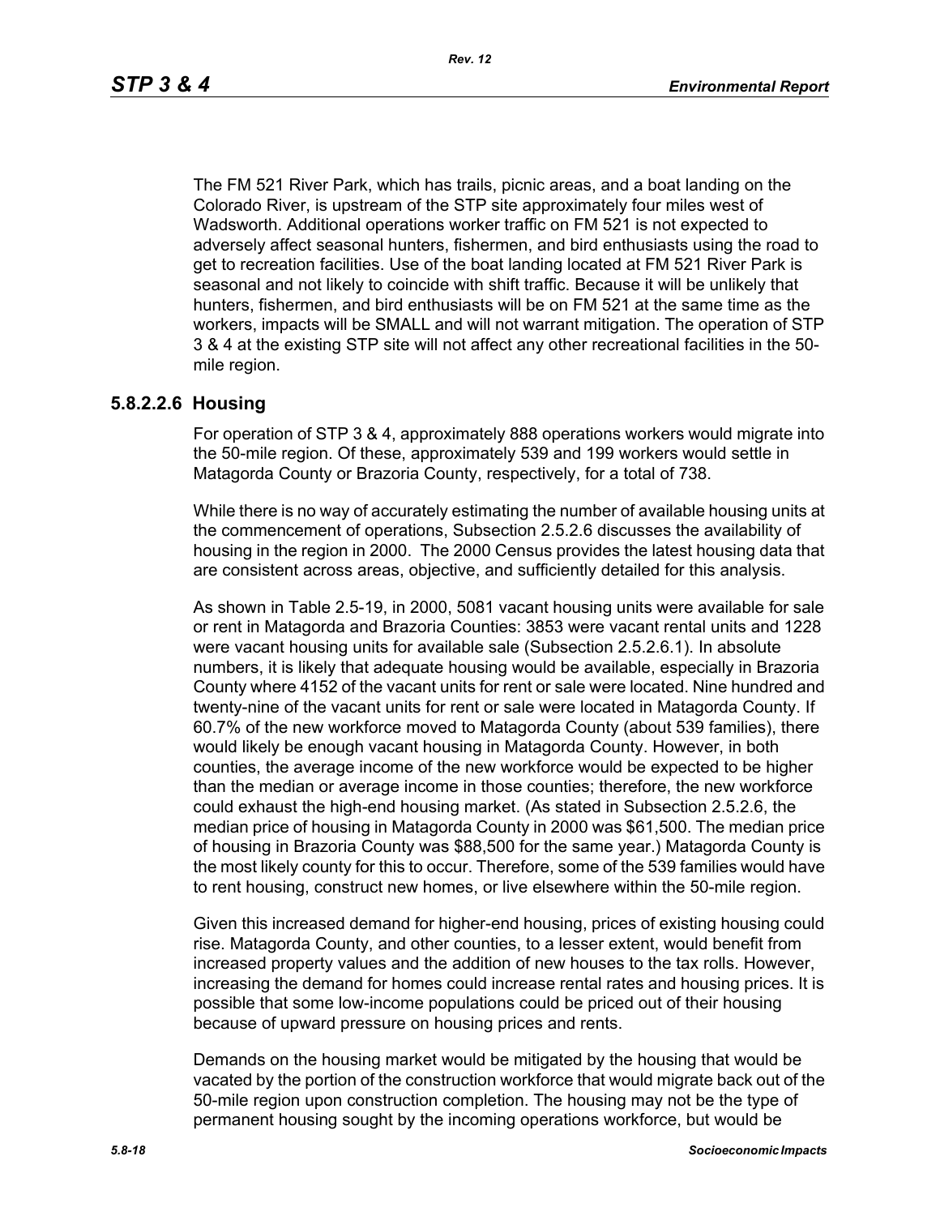The FM 521 River Park, which has trails, picnic areas, and a boat landing on the Colorado River, is upstream of the STP site approximately four miles west of Wadsworth. Additional operations worker traffic on FM 521 is not expected to adversely affect seasonal hunters, fishermen, and bird enthusiasts using the road to get to recreation facilities. Use of the boat landing located at FM 521 River Park is seasonal and not likely to coincide with shift traffic. Because it will be unlikely that hunters, fishermen, and bird enthusiasts will be on FM 521 at the same time as the workers, impacts will be SMALL and will not warrant mitigation. The operation of STP 3 & 4 at the existing STP site will not affect any other recreational facilities in the 50-mile region.

### 5.8.2.2.6 Housing

For operation of STP 3 & 4, approximately 888 operations workers would migrate into the 50-mile region. Of these, approximately 539 and 199 workers would settle in Matagorda County or Brazoria County, respectively, for a total of 738.

While there is no way of accurately estimating the number of available housing units at the commencement of operations, Subsection 2.5.2.6 discusses the availability of housing in the region in 2000. The 2000 Census provides the latest housing data that are consistent across areas, objective, and sufficiently detailed for this analysis.

As shown in Table 2.5-19, in 2000, 5081 vacant housing units were available for sale or rent in Matagorda and Brazoria Counties: 3853 were vacant rental units and 1228 were vacant housing units for available sale (Subsection 2.5.2.6.1). In absolute numbers, it is likely that adequate housing would be available, especially in Brazoria County where 4152 of the vacant units for rent or sale were located. Nine hundred and twenty-nine of the vacant units for rent or sale were located in Matagorda County. If 60.7% of the new workforce moved to Matagorda County (about 539 families), there would likely be enough vacant housing in Matagorda County. However, in both counties, the average income of the new workforce would be expected to be higher than the median or average income in those counties; therefore, the new workforce could exhaust the high-end housing market. (As stated in Subsection 2.5.2.6, the median price of housing in Matagorda County in 2000 was $61,500. The median price of housing in Brazoria County was $88,500 for the same year.) Matagorda County is the most likely county for this to occur. Therefore, some of the 539 families would have to rent housing, construct new homes, or live elsewhere within the 50-mile region.

Given this increased demand for higher-end housing, prices of existing housing could rise. Matagorda County, and other counties, to a lesser extent, would benefit from increased property values and the addition of new houses to the tax rolls. However, increasing the demand for homes could increase rental rates and housing prices. It is possible that some low-income populations could be priced out of their housing because of upward pressure on housing prices and rents.

Demands on the housing market would be mitigated by the housing that would be vacated by the portion of the construction workforce that would migrate back out of the 50-mile region upon construction completion. The housing may not be the type of permanent housing sought by the incoming operations workforce, but would be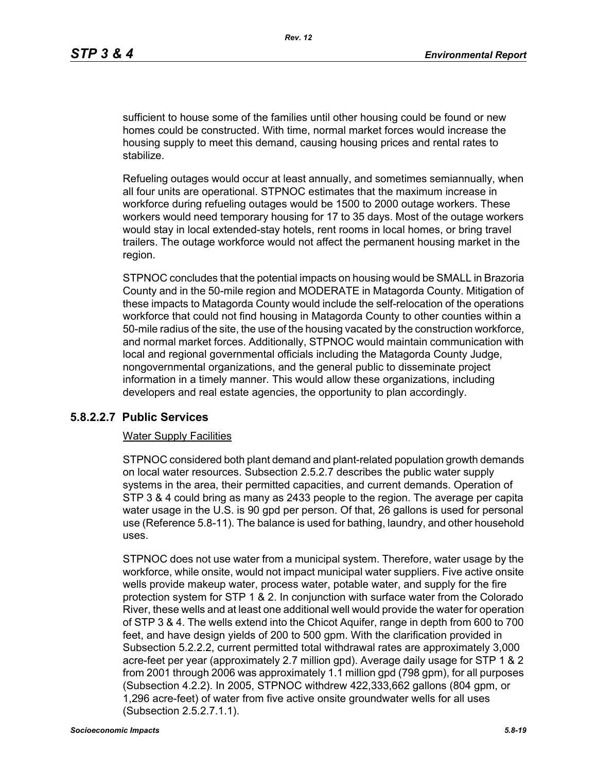sufficient to house some of the families until other housing could be found or new homes could be constructed. With time, normal market forces would increase the housing supply to meet this demand, causing housing prices and rental rates to stabilize.

Refueling outages would occur at least annually, and sometimes semiannually, when all four units are operational. STPNOC estimates that the maximum increase in workforce during refueling outages would be 1500 to 2000 outage workers. These workers would need temporary housing for 17 to 35 days. Most of the outage workers would stay in local extended-stay hotels, rent rooms in local homes, or bring travel trailers. The outage workforce would not affect the permanent housing market in the region.

STPNOC concludes that the potential impacts on housing would be SMALL in Brazoria County and in the 50-mile region and MODERATE in Matagorda County. Mitigation of these impacts to Matagorda County would include the self-relocation of the operations workforce that could not find housing in Matagorda County to other counties within a 50-mile radius of the site, the use of the housing vacated by the construction workforce, and normal market forces. Additionally, STPNOC would maintain communication with local and regional governmental officials including the Matagorda County Judge, nongovernmental organizations, and the general public to disseminate project information in a timely manner. This would allow these organizations, including developers and real estate agencies, the opportunity to plan accordingly.

### 5.8.2.2.7 Public Services

Water Supply Facilities

STPNOC considered both plant demand and plant-related population growth demands on local water resources. Subsection 2.5.2.7 describes the public water supply systems in the area, their permitted capacities, and current demands. Operation of STP 3 & 4 could bring as many as 2433 people to the region. The average per capita water usage in the U.S. is 90 gpd per person. Of that, 26 gallons is used for personal use (Reference 5.8-11). The balance is used for bathing, laundry, and other household uses.

STPNOC does not use water from a municipal system. Therefore, water usage by the workforce, while onsite, would not impact municipal water suppliers. Five active onsite wells provide makeup water, process water, potable water, and supply for the fire protection system for STP 1 & 2. In conjunction with surface water from the Colorado River, these wells and at least one additional well would provide the water for operation of STP 3 & 4. The wells extend into the Chicot Aquifer, range in depth from 600 to 700 feet, and have design yields of 200 to 500 gpm. With the clarification provided in Subsection 5.2.2.2, current permitted total withdrawal rates are approximately 3,000 acre-feet per year (approximately 2.7 million gpd). Average daily usage for STP 1 & 2 from 2001 through 2006 was approximately 1.1 million gpd (798 gpm), for all purposes (Subsection 4.2.2). In 2005, STPNOC withdrew 422,333,662 gallons (804 gpm, or 1,296 acre-feet) of water from five active onsite groundwater wells for all uses (Subsection 2.5.2.7.1.1).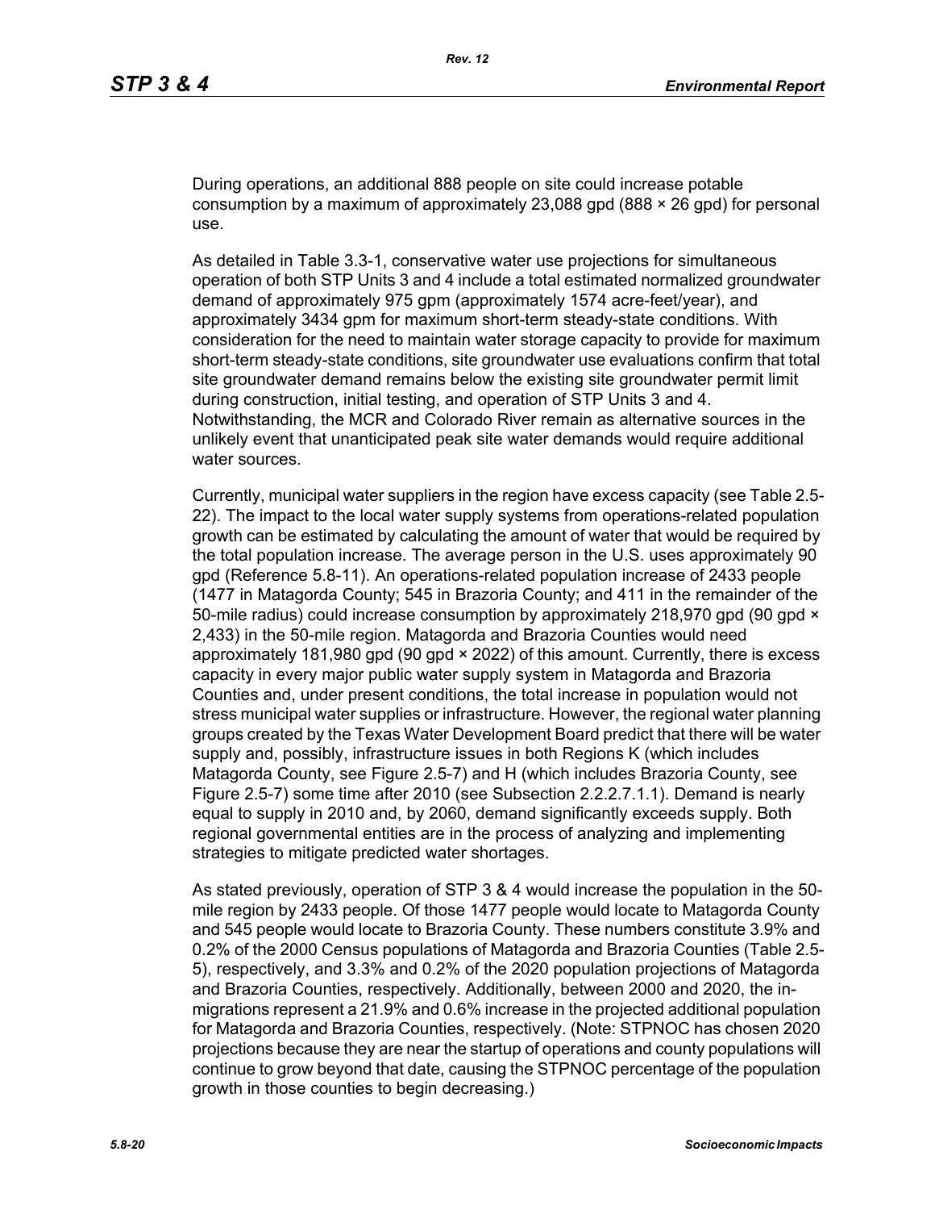During operations, an additional 888 people on site could increase potable consumption by a maximum of approximately 23,088 gpd (888 × 26 gpd) for personal use.

As detailed in Table 3.3-1, conservative water use projections for simultaneous operation of both STP Units 3 and 4 include a total estimated normalized groundwater demand of approximately 975 gpm (approximately 1574 acre-feet/year), and approximately 3434 gpm for maximum short-term steady-state conditions. With consideration for the need to maintain water storage capacity to provide for maximum short-term steady-state conditions, site groundwater use evaluations confirm that total site groundwater demand remains below the existing site groundwater permit limit during construction, initial testing, and operation of STP Units 3 and 4. Notwithstanding, the MCR and Colorado River remain as alternative sources in the unlikely event that unanticipated peak site water demands would require additional water sources.

Currently, municipal water suppliers in the region have excess capacity (see Table 2.5-22). The impact to the local water supply systems from operations-related population growth can be estimated by calculating the amount of water that would be required by the total population increase. The average person in the U.S. uses approximately 90 gpd (Reference 5.8-11). An operations-related population increase of 2433 people (1477 in Matagorda County; 545 in Brazoria County; and 411 in the remainder of the 50-mile radius) could increase consumption by approximately 218,970 gpd (90 gpd × 2,433) in the 50-mile region. Matagorda and Brazoria Counties would need approximately 181,980 gpd (90 gpd × 2022) of this amount. Currently, there is excess capacity in every major public water supply system in Matagorda and Brazoria Counties and, under present conditions, the total increase in population would not stress municipal water supplies or infrastructure. However, the regional water planning groups created by the Texas Water Development Board predict that there will be water supply and, possibly, infrastructure issues in both Regions K (which includes Matagorda County, see Figure 2.5-7) and H (which includes Brazoria County, see Figure 2.5-7) some time after 2010 (see Subsection 2.2.2.7.1.1). Demand is nearly equal to supply in 2010 and, by 2060, demand significantly exceeds supply. Both regional governmental entities are in the process of analyzing and implementing strategies to mitigate predicted water shortages.

As stated previously, operation of STP 3 & 4 would increase the population in the 50-mile region by 2433 people. Of those 1477 people would locate to Matagorda County and 545 people would locate to Brazoria County. These numbers constitute 3.9% and 0.2% of the 2000 Census populations of Matagorda and Brazoria Counties (Table 2.5-5), respectively, and 3.3% and 0.2% of the 2020 population projections of Matagorda and Brazoria Counties, respectively. Additionally, between 2000 and 2020, the in-migrations represent a 21.9% and 0.6% increase in the projected additional population for Matagorda and Brazoria Counties, respectively. (Note: STPNOC has chosen 2020 projections because they are near the startup of operations and county populations will continue to grow beyond that date, causing the STPNOC percentage of the population growth in those counties to begin decreasing.)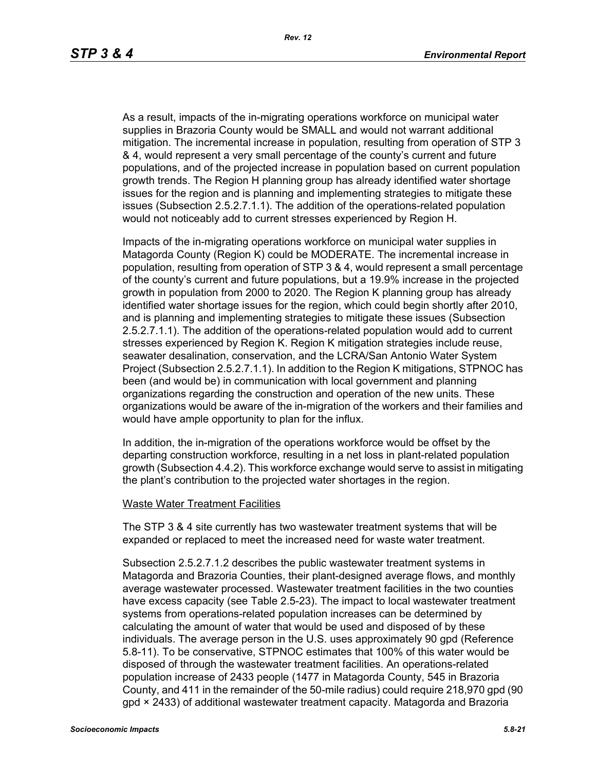As a result, impacts of the in-migrating operations workforce on municipal water supplies in Brazoria County would be SMALL and would not warrant additional mitigation. The incremental increase in population, resulting from operation of STP 3 & 4, would represent a very small percentage of the county's current and future populations, and of the projected increase in population based on current population growth trends. The Region H planning group has already identified water shortage issues for the region and is planning and implementing strategies to mitigate these issues (Subsection 2.5.2.7.1.1). The addition of the operations-related population would not noticeably add to current stresses experienced by Region H.

Impacts of the in-migrating operations workforce on municipal water supplies in Matagorda County (Region K) could be MODERATE. The incremental increase in population, resulting from operation of STP 3 & 4, would represent a small percentage of the county's current and future populations, but a 19.9% increase in the projected growth in population from 2000 to 2020. The Region K planning group has already identified water shortage issues for the region, which could begin shortly after 2010, and is planning and implementing strategies to mitigate these issues (Subsection 2.5.2.7.1.1). The addition of the operations-related population would add to current stresses experienced by Region K. Region K mitigation strategies include reuse, seawater desalination, conservation, and the LCRA/San Antonio Water System Project (Subsection 2.5.2.7.1.1). In addition to the Region K mitigations, STPNOC has been (and would be) in communication with local government and planning organizations regarding the construction and operation of the new units. These organizations would be aware of the in-migration of the workers and their families and would have ample opportunity to plan for the influx.

In addition, the in-migration of the operations workforce would be offset by the departing construction workforce, resulting in a net loss in plant-related population growth (Subsection 4.4.2). This workforce exchange would serve to assist in mitigating the plant's contribution to the projected water shortages in the region.

Waste Water Treatment Facilities

The STP 3 & 4 site currently has two wastewater treatment systems that will be expanded or replaced to meet the increased need for waste water treatment.

Subsection 2.5.2.7.1.2 describes the public wastewater treatment systems in Matagorda and Brazoria Counties, their plant-designed average flows, and monthly average wastewater processed. Wastewater treatment facilities in the two counties have excess capacity (see Table 2.5-23). The impact to local wastewater treatment systems from operations-related population increases can be determined by calculating the amount of water that would be used and disposed of by these individuals. The average person in the U.S. uses approximately 90 gpd (Reference 5.8-11). To be conservative, STPNOC estimates that 100% of this water would be disposed of through the wastewater treatment facilities. An operations-related population increase of 2433 people (1477 in Matagorda County, 545 in Brazoria County, and 411 in the remainder of the 50-mile radius) could require 218,970 gpd (90 gpd × 2433) of additional wastewater treatment capacity. Matagorda and Brazoria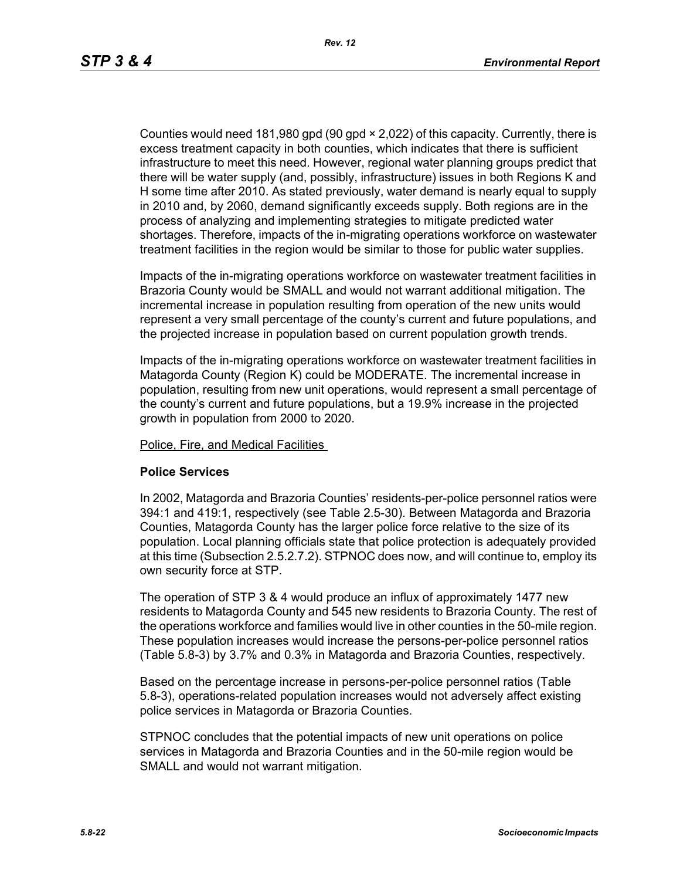Counties would need 181,980 gpd (90 gpd × 2,022) of this capacity. Currently, there is excess treatment capacity in both counties, which indicates that there is sufficient infrastructure to meet this need. However, regional water planning groups predict that there will be water supply (and, possibly, infrastructure) issues in both Regions K and H some time after 2010. As stated previously, water demand is nearly equal to supply in 2010 and, by 2060, demand significantly exceeds supply. Both regions are in the process of analyzing and implementing strategies to mitigate predicted water shortages. Therefore, impacts of the in-migrating operations workforce on wastewater treatment facilities in the region would be similar to those for public water supplies.

Impacts of the in-migrating operations workforce on wastewater treatment facilities in Brazoria County would be SMALL and would not warrant additional mitigation. The incremental increase in population resulting from operation of the new units would represent a very small percentage of the county's current and future populations, and the projected increase in population based on current population growth trends.

Impacts of the in-migrating operations workforce on wastewater treatment facilities in Matagorda County (Region K) could be MODERATE. The incremental increase in population, resulting from new unit operations, would represent a small percentage of the county's current and future populations, but a 19.9% increase in the projected growth in population from 2000 to 2020.

Police, Fire, and Medical Facilities

**Police Services**

In 2002, Matagorda and Brazoria Counties' residents-per-police personnel ratios were 394:1 and 419:1, respectively (see Table 2.5-30). Between Matagorda and Brazoria Counties, Matagorda County has the larger police force relative to the size of its population. Local planning officials state that police protection is adequately provided at this time (Subsection 2.5.2.7.2). STPNOC does now, and will continue to, employ its own security force at STP.

The operation of STP 3 & 4 would produce an influx of approximately 1477 new residents to Matagorda County and 545 new residents to Brazoria County. The rest of the operations workforce and families would live in other counties in the 50-mile region. These population increases would increase the persons-per-police personnel ratios (Table 5.8-3) by 3.7% and 0.3% in Matagorda and Brazoria Counties, respectively.

Based on the percentage increase in persons-per-police personnel ratios (Table 5.8-3), operations-related population increases would not adversely affect existing police services in Matagorda or Brazoria Counties.

STPNOC concludes that the potential impacts of new unit operations on police services in Matagorda and Brazoria Counties and in the 50-mile region would be SMALL and would not warrant mitigation.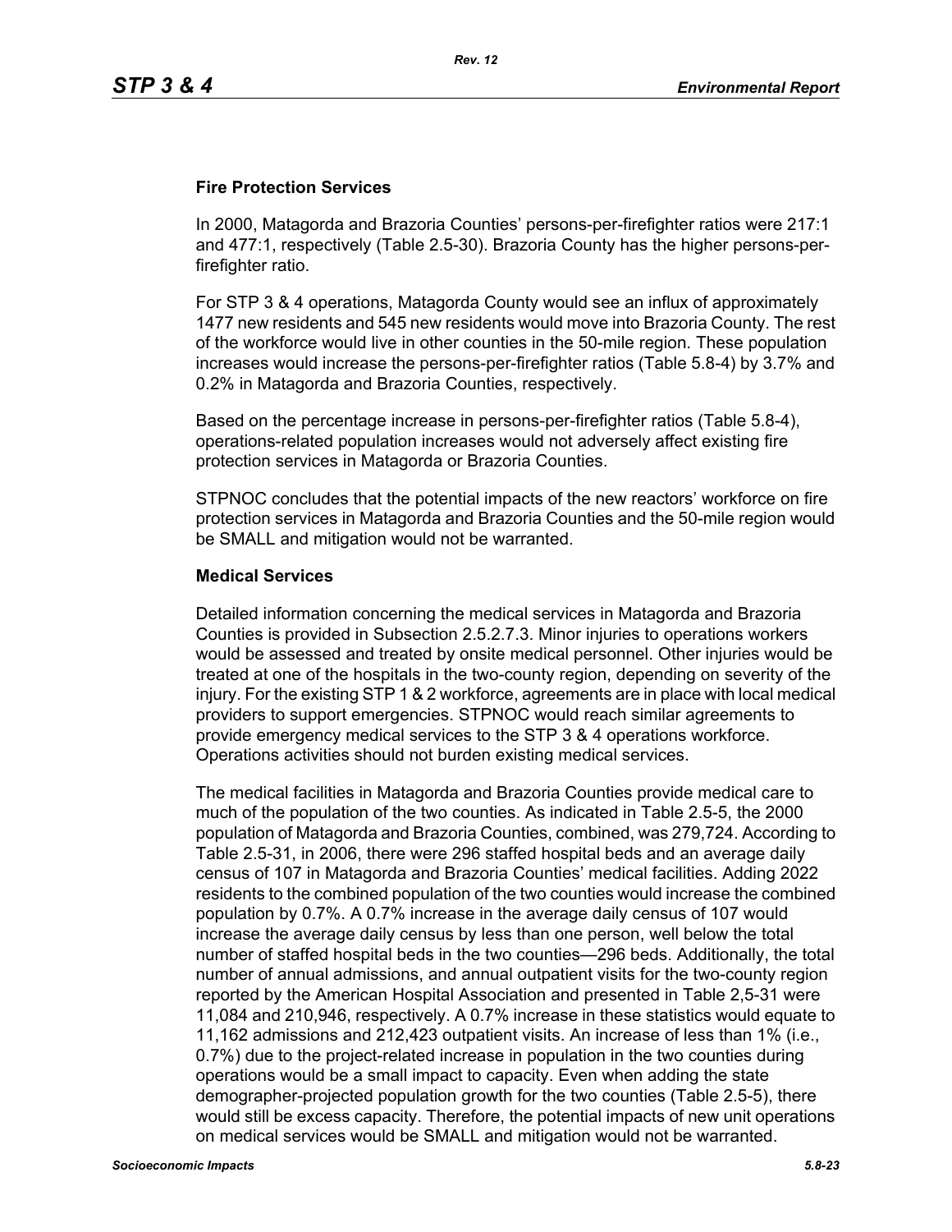### Fire Protection Services

In 2000, Matagorda and Brazoria Counties' persons-per-firefighter ratios were 217:1 and 477:1, respectively (Table 2.5-30). Brazoria County has the higher persons-per-firefighter ratio.

For STP 3 & 4 operations, Matagorda County would see an influx of approximately 1477 new residents and 545 new residents would move into Brazoria County. The rest of the workforce would live in other counties in the 50-mile region. These population increases would increase the persons-per-firefighter ratios (Table 5.8-4) by 3.7% and 0.2% in Matagorda and Brazoria Counties, respectively.

Based on the percentage increase in persons-per-firefighter ratios (Table 5.8-4), operations-related population increases would not adversely affect existing fire protection services in Matagorda or Brazoria Counties.

STPNOC concludes that the potential impacts of the new reactors' workforce on fire protection services in Matagorda and Brazoria Counties and the 50-mile region would be SMALL and mitigation would not be warranted.

### Medical Services

Detailed information concerning the medical services in Matagorda and Brazoria Counties is provided in Subsection 2.5.2.7.3. Minor injuries to operations workers would be assessed and treated by onsite medical personnel. Other injuries would be treated at one of the hospitals in the two-county region, depending on severity of the injury. For the existing STP 1 & 2 workforce, agreements are in place with local medical providers to support emergencies. STPNOC would reach similar agreements to provide emergency medical services to the STP 3 & 4 operations workforce. Operations activities should not burden existing medical services.

The medical facilities in Matagorda and Brazoria Counties provide medical care to much of the population of the two counties. As indicated in Table 2.5-5, the 2000 population of Matagorda and Brazoria Counties, combined, was 279,724. According to Table 2.5-31, in 2006, there were 296 staffed hospital beds and an average daily census of 107 in Matagorda and Brazoria Counties' medical facilities. Adding 2022 residents to the combined population of the two counties would increase the combined population by 0.7%. A 0.7% increase in the average daily census of 107 would increase the average daily census by less than one person, well below the total number of staffed hospital beds in the two counties—296 beds. Additionally, the total number of annual admissions, and annual outpatient visits for the two-county region reported by the American Hospital Association and presented in Table 2,5-31 were 11,084 and 210,946, respectively. A 0.7% increase in these statistics would equate to 11,162 admissions and 212,423 outpatient visits. An increase of less than 1% (i.e., 0.7%) due to the project-related increase in population in the two counties during operations would be a small impact to capacity. Even when adding the state demographer-projected population growth for the two counties (Table 2.5-5), there would still be excess capacity. Therefore, the potential impacts of new unit operations on medical services would be SMALL and mitigation would not be warranted.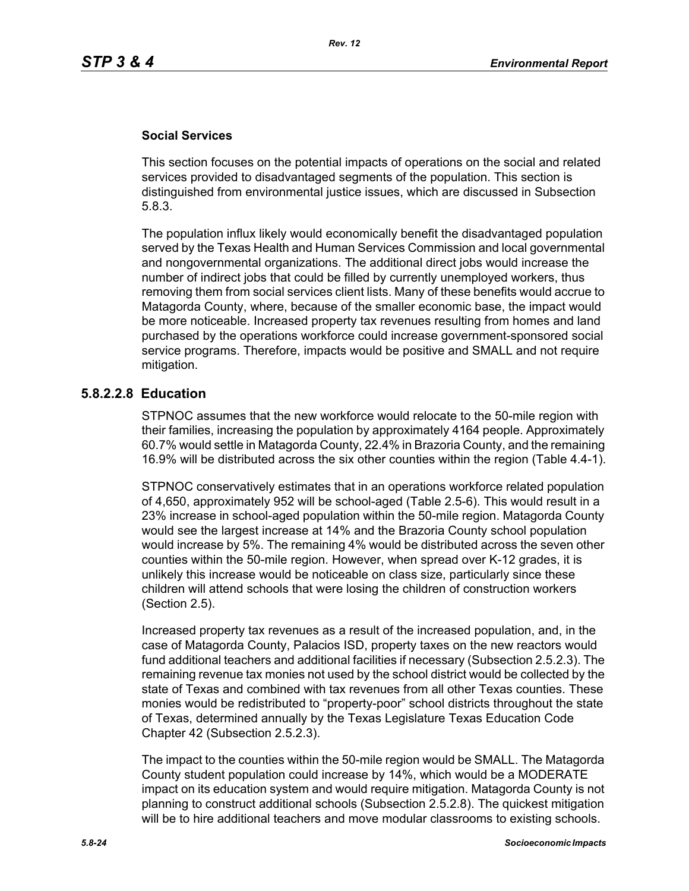**Social Services**

This section focuses on the potential impacts of operations on the social and related services provided to disadvantaged segments of the population. This section is distinguished from environmental justice issues, which are discussed in Subsection 5.8.3.

The population influx likely would economically benefit the disadvantaged population served by the Texas Health and Human Services Commission and local governmental and nongovernmental organizations. The additional direct jobs would increase the number of indirect jobs that could be filled by currently unemployed workers, thus removing them from social services client lists. Many of these benefits would accrue to Matagorda County, where, because of the smaller economic base, the impact would be more noticeable. Increased property tax revenues resulting from homes and land purchased by the operations workforce could increase government-sponsored social service programs. Therefore, impacts would be positive and SMALL and not require mitigation.

## 5.8.2.2.8 Education

STPNOC assumes that the new workforce would relocate to the 50-mile region with their families, increasing the population by approximately 4164 people. Approximately 60.7% would settle in Matagorda County, 22.4% in Brazoria County, and the remaining 16.9% will be distributed across the six other counties within the region (Table 4.4-1).

STPNOC conservatively estimates that in an operations workforce related population of 4,650, approximately 952 will be school-aged (Table 2.5-6). This would result in a 23% increase in school-aged population within the 50-mile region. Matagorda County would see the largest increase at 14% and the Brazoria County school population would increase by 5%. The remaining 4% would be distributed across the seven other counties within the 50-mile region. However, when spread over K-12 grades, it is unlikely this increase would be noticeable on class size, particularly since these children will attend schools that were losing the children of construction workers (Section 2.5).

Increased property tax revenues as a result of the increased population, and, in the case of Matagorda County, Palacios ISD, property taxes on the new reactors would fund additional teachers and additional facilities if necessary (Subsection 2.5.2.3). The remaining revenue tax monies not used by the school district would be collected by the state of Texas and combined with tax revenues from all other Texas counties. These monies would be redistributed to "property-poor" school districts throughout the state of Texas, determined annually by the Texas Legislature Texas Education Code Chapter 42 (Subsection 2.5.2.3).

The impact to the counties within the 50-mile region would be SMALL. The Matagorda County student population could increase by 14%, which would be a MODERATE impact on its education system and would require mitigation. Matagorda County is not planning to construct additional schools (Subsection 2.5.2.8). The quickest mitigation will be to hire additional teachers and move modular classrooms to existing schools.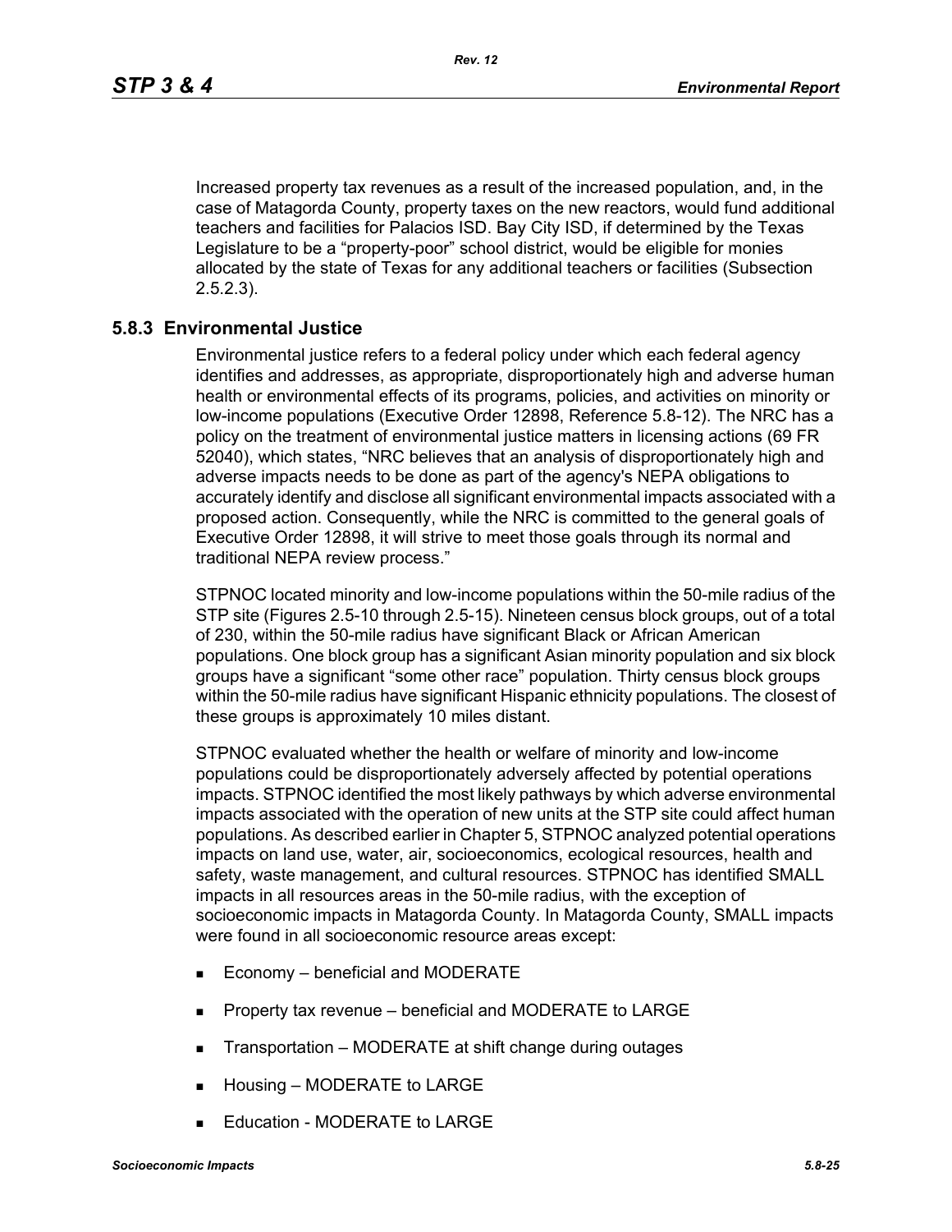Increased property tax revenues as a result of the increased population, and, in the case of Matagorda County, property taxes on the new reactors, would fund additional teachers and facilities for Palacios ISD. Bay City ISD, if determined by the Texas Legislature to be a "property-poor" school district, would be eligible for monies allocated by the state of Texas for any additional teachers or facilities (Subsection 2.5.2.3).

## 5.8.3 Environmental Justice

Environmental justice refers to a federal policy under which each federal agency identifies and addresses, as appropriate, disproportionately high and adverse human health or environmental effects of its programs, policies, and activities on minority or low-income populations (Executive Order 12898, Reference 5.8-12). The NRC has a policy on the treatment of environmental justice matters in licensing actions (69 FR 52040), which states, "NRC believes that an analysis of disproportionately high and adverse impacts needs to be done as part of the agency's NEPA obligations to accurately identify and disclose all significant environmental impacts associated with a proposed action. Consequently, while the NRC is committed to the general goals of Executive Order 12898, it will strive to meet those goals through its normal and traditional NEPA review process."

STPNOC located minority and low-income populations within the 50-mile radius of the STP site (Figures 2.5-10 through 2.5-15). Nineteen census block groups, out of a total of 230, within the 50-mile radius have significant Black or African American populations. One block group has a significant Asian minority population and six block groups have a significant "some other race" population. Thirty census block groups within the 50-mile radius have significant Hispanic ethnicity populations. The closest of these groups is approximately 10 miles distant.

STPNOC evaluated whether the health or welfare of minority and low-income populations could be disproportionately adversely affected by potential operations impacts. STPNOC identified the most likely pathways by which adverse environmental impacts associated with the operation of new units at the STP site could affect human populations. As described earlier in Chapter 5, STPNOC analyzed potential operations impacts on land use, water, air, socioeconomics, ecological resources, health and safety, waste management, and cultural resources. STPNOC has identified SMALL impacts in all resources areas in the 50-mile radius, with the exception of socioeconomic impacts in Matagorda County. In Matagorda County, SMALL impacts were found in all socioeconomic resource areas except:

- Economy – beneficial and MODERATE
- Property tax revenue – beneficial and MODERATE to LARGE
- Transportation – MODERATE at shift change during outages
- Housing – MODERATE to LARGE
- Education - MODERATE to LARGE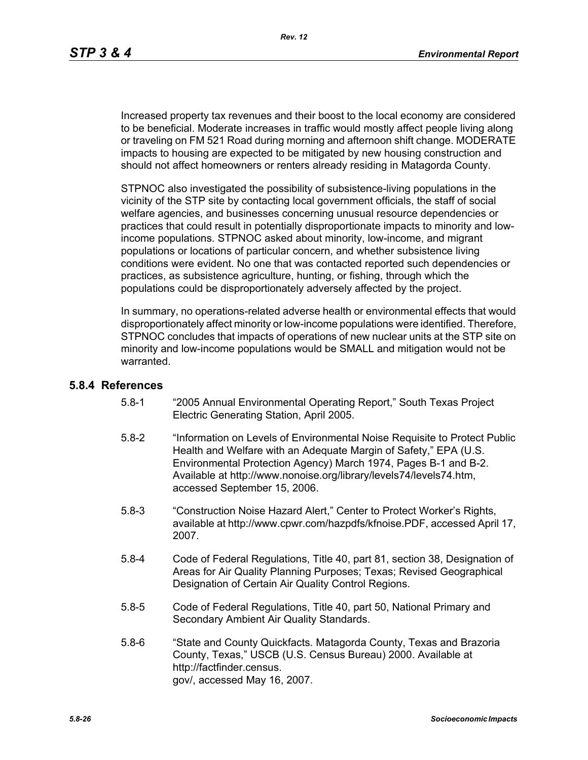Increased property tax revenues and their boost to the local economy are considered to be beneficial. Moderate increases in traffic would mostly affect people living along or traveling on FM 521 Road during morning and afternoon shift change. MODERATE impacts to housing are expected to be mitigated by new housing construction and should not affect homeowners or renters already residing in Matagorda County.

STPNOC also investigated the possibility of subsistence-living populations in the vicinity of the STP site by contacting local government officials, the staff of social welfare agencies, and businesses concerning unusual resource dependencies or practices that could result in potentially disproportionate impacts to minority and low-income populations. STPNOC asked about minority, low-income, and migrant populations or locations of particular concern, and whether subsistence living conditions were evident. No one that was contacted reported such dependencies or practices, as subsistence agriculture, hunting, or fishing, through which the populations could be disproportionately adversely affected by the project.

In summary, no operations-related adverse health or environmental effects that would disproportionately affect minority or low-income populations were identified. Therefore, STPNOC concludes that impacts of operations of new nuclear units at the STP site on minority and low-income populations would be SMALL and mitigation would not be warranted.

## 5.8.4 References

5.8-1 "2005 Annual Environmental Operating Report," South Texas Project Electric Generating Station, April 2005.

5.8-2 "Information on Levels of Environmental Noise Requisite to Protect Public Health and Welfare with an Adequate Margin of Safety," EPA (U.S. Environmental Protection Agency) March 1974, Pages B-1 and B-2. Available at http://www.nonoise.org/library/levels74/levels74.htm, accessed September 15, 2006.

5.8-3 "Construction Noise Hazard Alert," Center to Protect Worker's Rights, available at http://www.cpwr.com/hazpdfs/kfnoise.PDF, accessed April 17, 2007.

5.8-4 Code of Federal Regulations, Title 40, part 81, section 38, Designation of Areas for Air Quality Planning Purposes; Texas; Revised Geographical Designation of Certain Air Quality Control Regions.

5.8-5 Code of Federal Regulations, Title 40, part 50, National Primary and Secondary Ambient Air Quality Standards.

5.8-6 "State and County Quickfacts. Matagorda County, Texas and Brazoria County, Texas," USCB (U.S. Census Bureau) 2000. Available at http://factfinder.census.gov/, accessed May 16, 2007.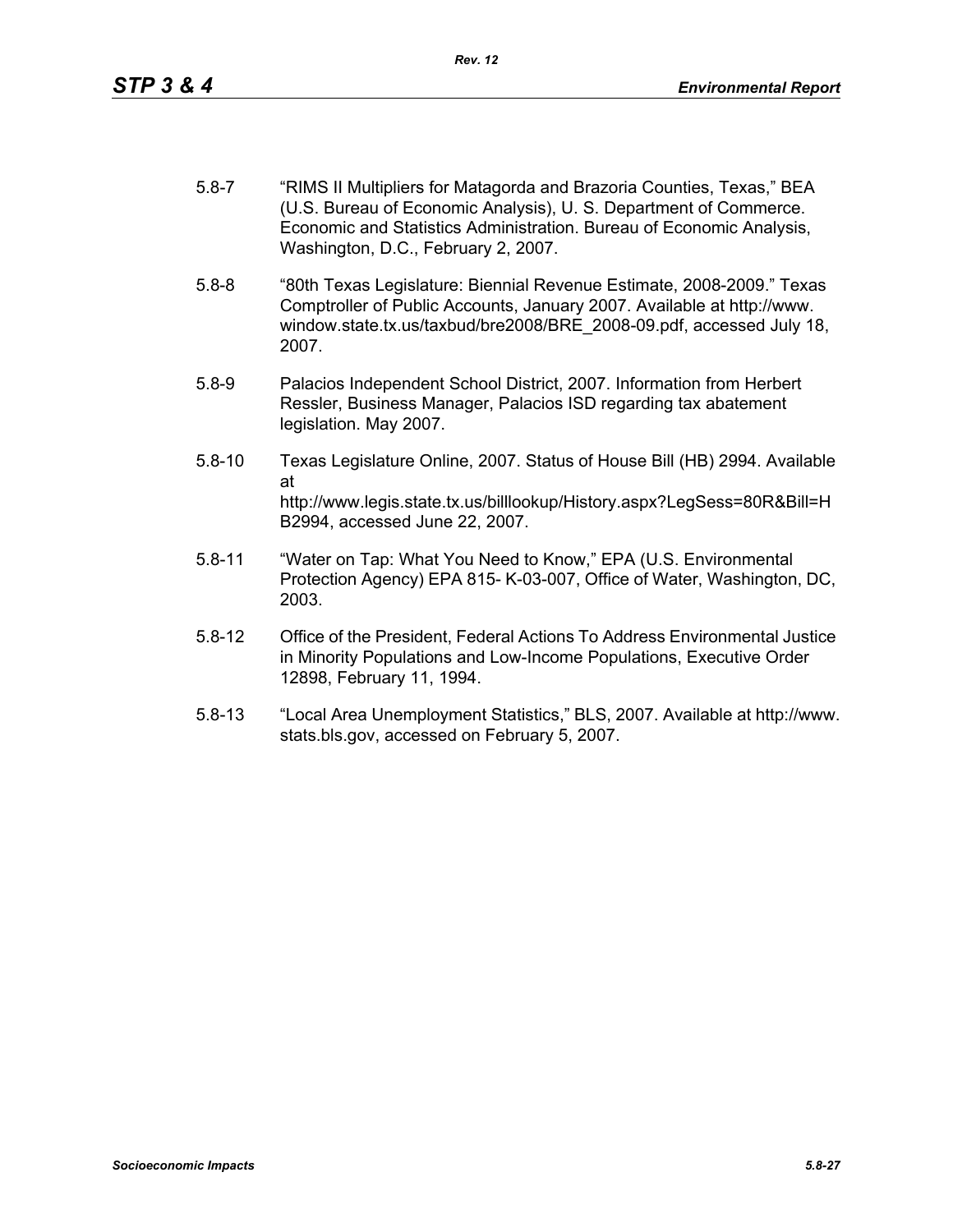5.8-7 "RIMS II Multipliers for Matagorda and Brazoria Counties, Texas," BEA (U.S. Bureau of Economic Analysis), U. S. Department of Commerce. Economic and Statistics Administration. Bureau of Economic Analysis, Washington, D.C., February 2, 2007.

5.8-8 "80th Texas Legislature: Biennial Revenue Estimate, 2008-2009." Texas Comptroller of Public Accounts, January 2007. Available at http://www.window.state.tx.us/taxbud/bre2008/BRE_2008-09.pdf, accessed July 18, 2007.

5.8-9 Palacios Independent School District, 2007. Information from Herbert Ressler, Business Manager, Palacios ISD regarding tax abatement legislation. May 2007.

5.8-10 Texas Legislature Online, 2007. Status of House Bill (HB) 2994. Available at http://www.legis.state.tx.us/billlookup/History.aspx?LegSess=80R&Bill=HB2994, accessed June 22, 2007.

5.8-11 "Water on Tap: What You Need to Know," EPA (U.S. Environmental Protection Agency) EPA 815- K-03-007, Office of Water, Washington, DC, 2003.

5.8-12 Office of the President, Federal Actions To Address Environmental Justice in Minority Populations and Low-Income Populations, Executive Order 12898, February 11, 1994.

5.8-13 "Local Area Unemployment Statistics," BLS, 2007. Available at http://www.stats.bls.gov, accessed on February 5, 2007.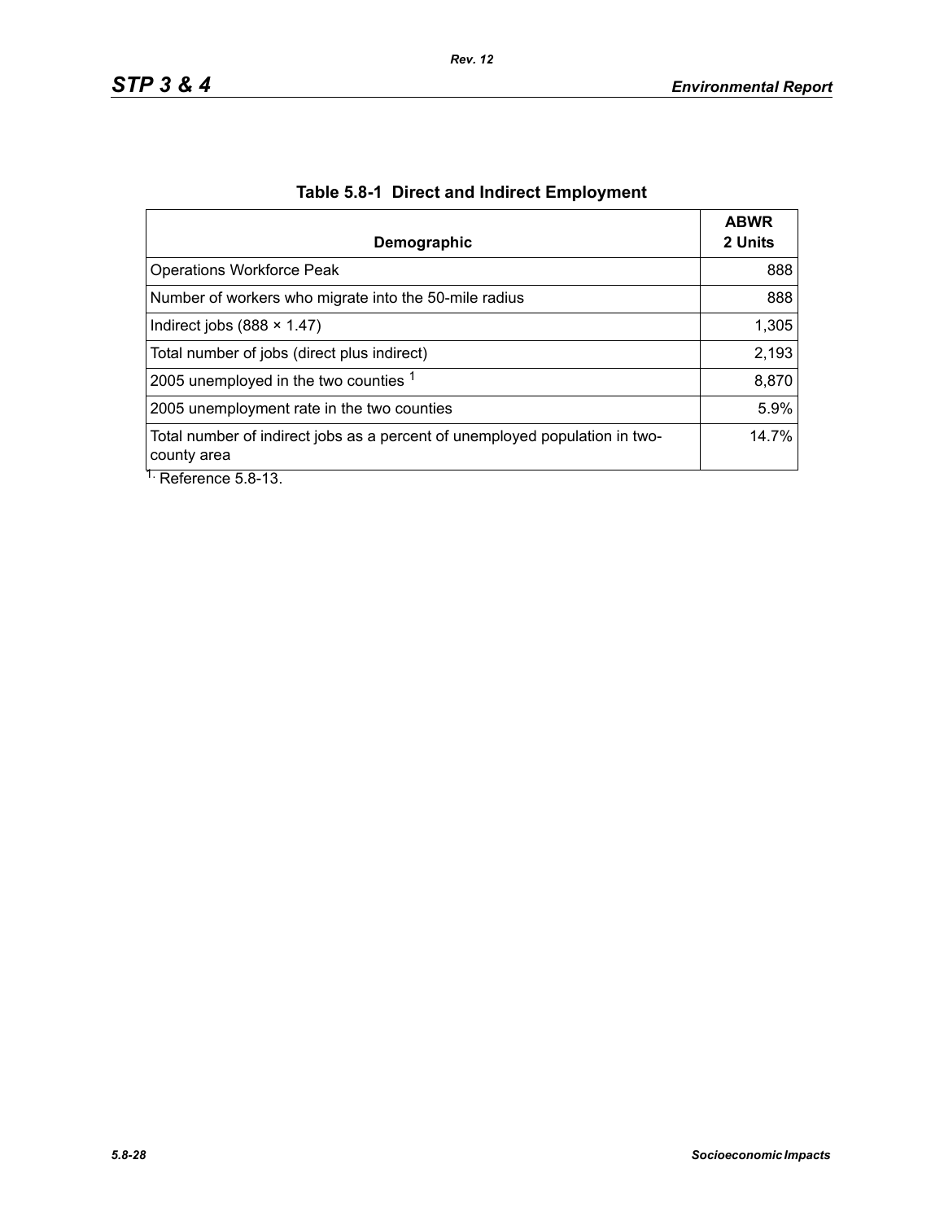## Table 5.8-1 Direct and Indirect Employment

| Demographic | ABWR 2 Units |
|---|---|
| Operations Workforce Peak | 888 |
| Number of workers who migrate into the 50-mile radius | 888 |
| Indirect jobs (888 × 1.47) | 1,305 |
| Total number of jobs (direct plus indirect) | 2,193 |
| 2005 unemployed in the two counties [1] | 8,870 |
| 2005 unemployment rate in the two counties | 5.9% |
| Total number of indirect jobs as a percent of unemployed population in two-county area | 14.7% |

1. Reference 5.8-13.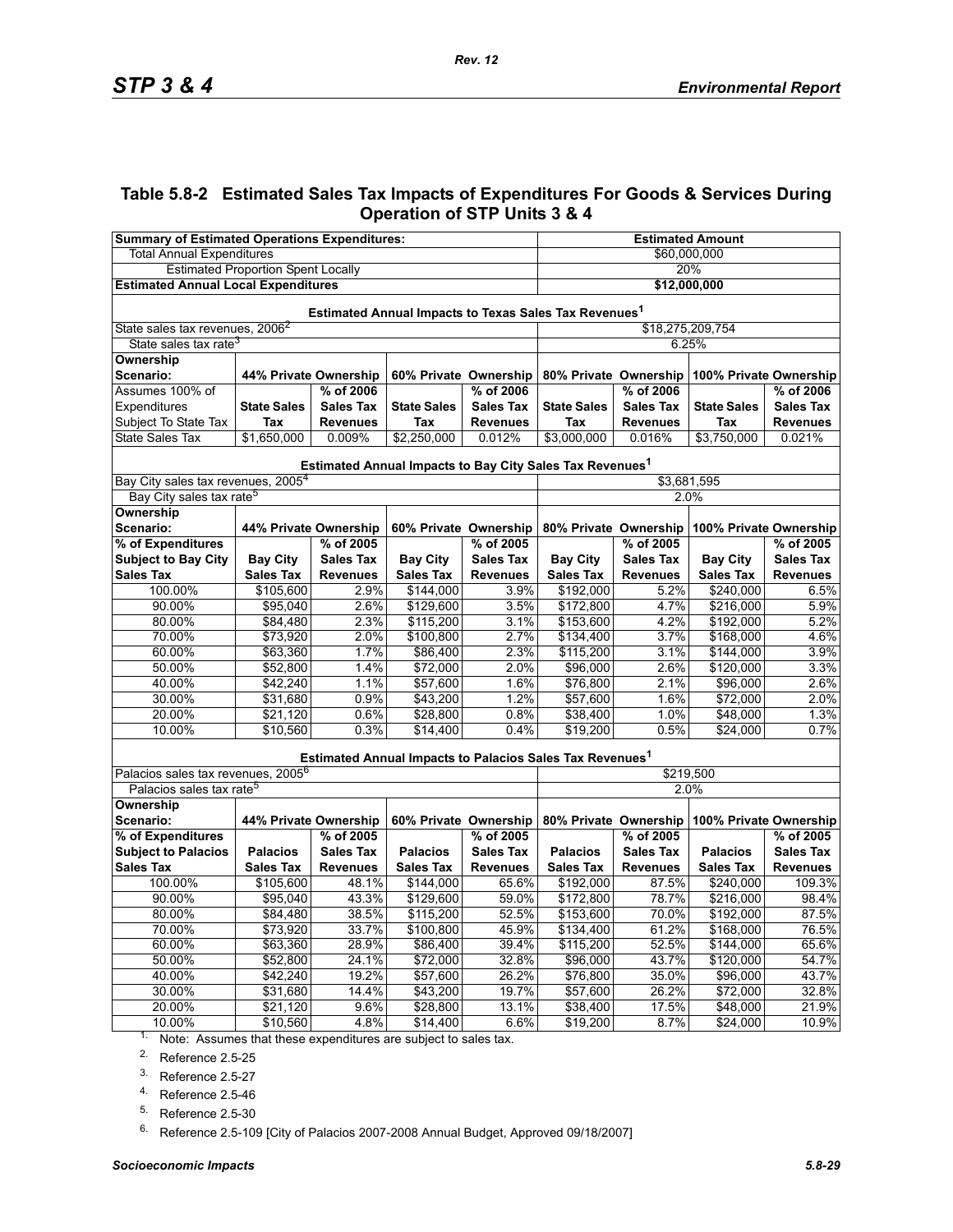## Table 5.8-2 Estimated Sales Tax Impacts of Expenditures For Goods & Services During Operation of STP Units 3 & 4

| Summary of Estimated Operations Expenditures: | | | | | Estimated Amount | | | |
|---|---|---|---|---|---|---|---|---|
| Total Annual Expenditures | | | | | $60,000,000 | | | |
| Estimated Proportion Spent Locally | | | | | 20% | | | |
| **Estimated Annual Local Expenditures** | | | | | **$12,000,000** | | | |
| **Estimated Annual Impacts to Texas Sales Tax Revenues[1]** | | | | | | | | |
| State sales tax revenues, 2006[2] | | | | | $18,275,209,754 | | | |
| State sales tax rate[3] | | | | | 6.25% | | | |
| **Ownership Scenario:** | **44% Private Ownership** | | **60% Private Ownership** | | **80% Private Ownership** | | **100% Private Ownership** | |
| Assumes 100% of Expenditures Subject To State Tax | **State Sales Tax** | **% of 2006 Sales Tax Revenues** | **State Sales Tax** | **% of 2006 Sales Tax Revenues** | **State Sales Tax** | **% of 2006 Sales Tax Revenues** | **State Sales Tax** | **% of 2006 Sales Tax Revenues** |
| State Sales Tax | $1,650,000 | 0.009% | $2,250,000 | 0.012% | $3,000,000 | 0.016% | $3,750,000 | 0.021% |
| **Estimated Annual Impacts to Bay City Sales Tax Revenues[1]** | | | | | | | | |
| Bay City sales tax revenues, 2005[4] | | | | | $3,681,595 | | | |
| Bay City sales tax rate[5] | | | | | 2.0% | | | |
| **Ownership Scenario:** | **44% Private Ownership** | | **60% Private Ownership** | | **80% Private Ownership** | | **100% Private Ownership** | |
| **% of Expenditures Subject to Bay City Sales Tax** | **Bay City Sales Tax** | **% of 2005 Sales Tax Revenues** | **Bay City Sales Tax** | **% of 2005 Sales Tax Revenues** | **Bay City Sales Tax** | **% of 2005 Sales Tax Revenues** | **Bay City Sales Tax** | **% of 2005 Sales Tax Revenues** |
| 100.00% | $105,600 | 2.9% | $144,000 | 3.9% | $192,000 | 5.2% | $240,000 | 6.5% |
| 90.00% | $95,040 | 2.6% | $129,600 | 3.5% | $172,800 | 4.7% | $216,000 | 5.9% |
| 80.00% | $84,480 | 2.3% | $115,200 | 3.1% | $153,600 | 4.2% | $192,000 | 5.2% |
| 70.00% | $73,920 | 2.0% | $100,800 | 2.7% | $134,400 | 3.7% | $168,000 | 4.6% |
| 60.00% | $63,360 | 1.7% | $86,400 | 2.3% | $115,200 | 3.1% | $144,000 | 3.9% |
| 50.00% | $52,800 | 1.4% | $72,000 | 2.0% | $96,000 | 2.6% | $120,000 | 3.3% |
| 40.00% | $42,240 | 1.1% | $57,600 | 1.6% | $76,800 | 2.1% | $96,000 | 2.6% |
| 30.00% | $31,680 | 0.9% | $43,200 | 1.2% | $57,600 | 1.6% | $72,000 | 2.0% |
| 20.00% | $21,120 | 0.6% | $28,800 | 0.8% | $38,400 | 1.0% | $48,000 | 1.3% |
| 10.00% | $10,560 | 0.3% | $14,400 | 0.4% | $19,200 | 0.5% | $24,000 | 0.7% |
| **Estimated Annual Impacts to Palacios Sales Tax Revenues[1]** | | | | | | | | |
| Palacios sales tax revenues, 2005[6] | | | | | $219,500 | | | |
| Palacios sales tax rate[5] | | | | | 2.0% | | | |
| **Ownership Scenario:** | **44% Private Ownership** | | **60% Private Ownership** | | **80% Private Ownership** | | **100% Private Ownership** | |
| **% of Expenditures Subject to Palacios Sales Tax** | **Palacios Sales Tax** | **% of 2005 Sales Tax Revenues** | **Palacios Sales Tax** | **% of 2005 Sales Tax Revenues** | **Palacios Sales Tax** | **% of 2005 Sales Tax Revenues** | **Palacios Sales Tax** | **% of 2005 Sales Tax Revenues** |
| 100.00% | $105,600 | 48.1% | $144,000 | 65.6% | $192,000 | 87.5% | $240,000 | 109.3% |
| 90.00% | $95,040 | 43.3% | $129,600 | 59.0% | $172,800 | 78.7% | $216,000 | 98.4% |
| 80.00% | $84,480 | 38.5% | $115,200 | 52.5% | $153,600 | 70.0% | $192,000 | 87.5% |
| 70.00% | $73,920 | 33.7% | $100,800 | 45.9% | $134,400 | 61.2% | $168,000 | 76.5% |
| 60.00% | $63,360 | 28.9% | $86,400 | 39.4% | $115,200 | 52.5% | $144,000 | 65.6% |
| 50.00% | $52,800 | 24.1% | $72,000 | 32.8% | $96,000 | 43.7% | $120,000 | 54.7% |
| 40.00% | $42,240 | 19.2% | $57,600 | 26.2% | $76,800 | 35.0% | $96,000 | 43.7% |
| 30.00% | $31,680 | 14.4% | $43,200 | 19.7% | $57,600 | 26.2% | $72,000 | 32.8% |
| 20.00% | $21,120 | 9.6% | $28,800 | 13.1% | $38,400 | 17.5% | $48,000 | 21.9% |
| 10.00% | $10,560 | 4.8% | $14,400 | 6.6% | $19,200 | 8.7% | $24,000 | 10.9% |

1. Note: Assumes that these expenditures are subject to sales tax.
2. Reference 2.5-25
3. Reference 2.5-27
4. Reference 2.5-46
5. Reference 2.5-30
6. Reference 2.5-109 [City of Palacios 2007-2008 Annual Budget, Approved 09/18/2007]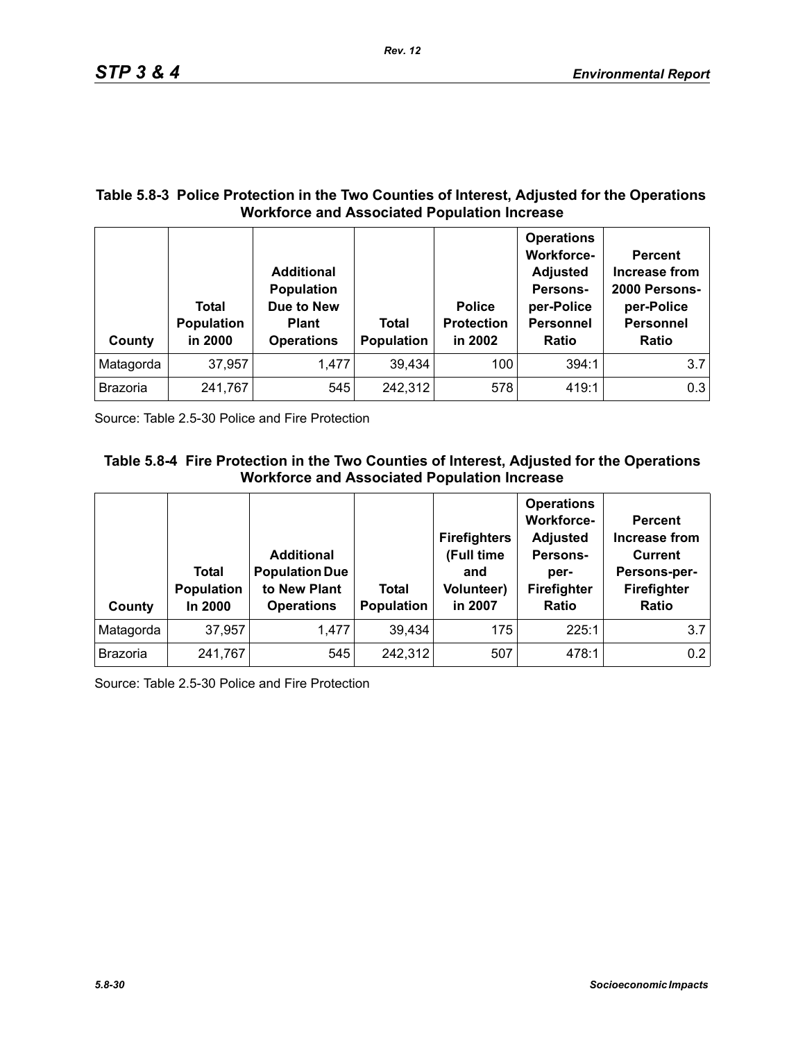**Table 5.8-3 Police Protection in the Two Counties of Interest, Adjusted for the Operations Workforce and Associated Population Increase**

| County | Total Population in 2000 | Additional Population Due to New Plant Operations | Total Population | Police Protection in 2002 | Operations Workforce-Adjusted Persons-per-Police Personnel Ratio | Percent Increase from 2000 Persons-per-Police Personnel Ratio |
|---|---|---|---|---|---|---|
| Matagorda | 37,957 | 1,477 | 39,434 | 100 | 394:1 | 3.7 |
| Brazoria | 241,767 | 545 | 242,312 | 578 | 419:1 | 0.3 |

Source: Table 2.5-30 Police and Fire Protection

**Table 5.8-4 Fire Protection in the Two Counties of Interest, Adjusted for the Operations Workforce and Associated Population Increase**

| County | Total Population In 2000 | Additional Population Due to New Plant Operations | Total Population | Firefighters (Full time and Volunteer) in 2007 | Operations Workforce-Adjusted Persons-per-Firefighter Ratio | Percent Increase from Current Persons-per-Firefighter Ratio |
|---|---|---|---|---|---|---|
| Matagorda | 37,957 | 1,477 | 39,434 | 175 | 225:1 | 3.7 |
| Brazoria | 241,767 | 545 | 242,312 | 507 | 478:1 | 0.2 |

Source: Table 2.5-30 Police and Fire Protection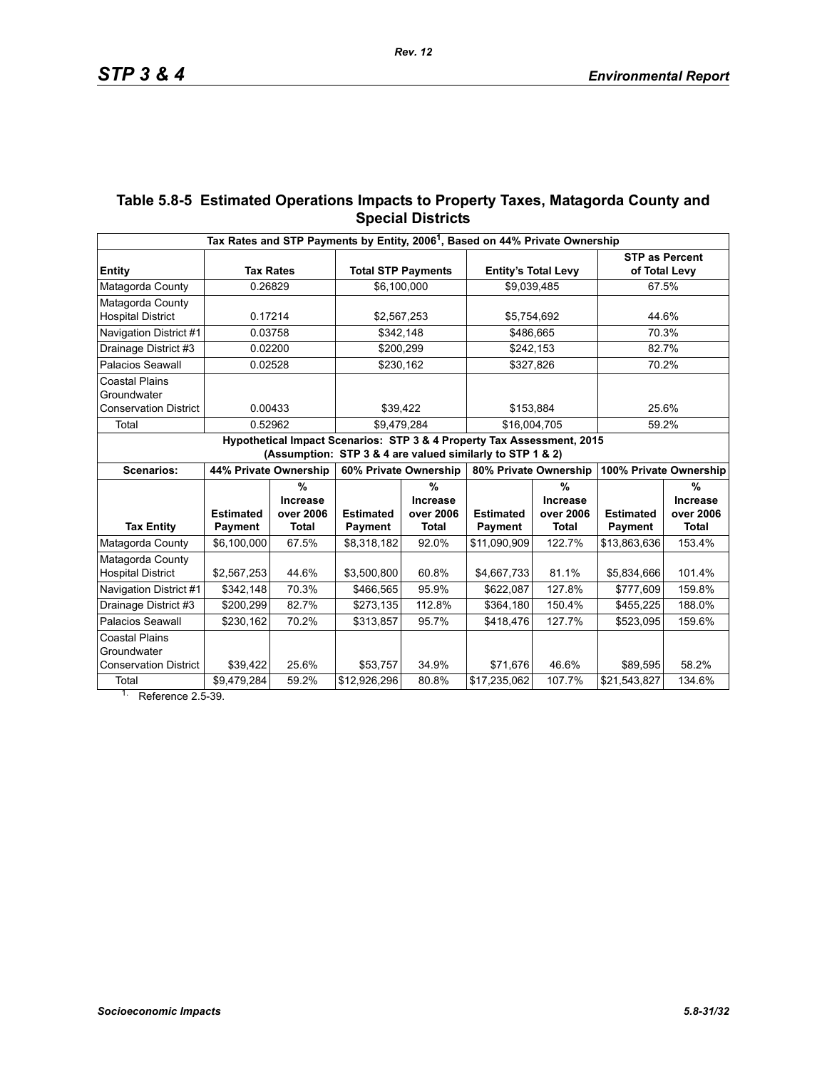## Table 5.8-5 Estimated Operations Impacts to Property Taxes, Matagorda County and Special Districts

| Tax Rates and STP Payments by Entity, 2006[1], Based on 44% Private Ownership | | | | |
|---|---|---|---|---|
| **Entity** | **Tax Rates** | **Total STP Payments** | **Entity's Total Levy** | **STP as Percent of Total Levy** |
| Matagorda County | 0.26829 | $6,100,000 | $9,039,485 | 67.5% |
| Matagorda County Hospital District | 0.17214 | $2,567,253 | $5,754,692 | 44.6% |
| Navigation District #1 | 0.03758 | $342,148 | $486,665 | 70.3% |
| Drainage District #3 | 0.02200 | $200,299 | $242,153 | 82.7% |
| Palacios Seawall | 0.02528 | $230,162 | $327,826 | 70.2% |
| Coastal Plains Groundwater Conservation District | 0.00433 | $39,422 | $153,884 | 25.6% |
| Total | 0.52962 | $9,479,284 | $16,004,705 | 59.2% |

| Hypothetical Impact Scenarios: STP 3 & 4 Property Tax Assessment, 2015 (Assumption: STP 3 & 4 are valued similarly to STP 1 & 2) | | | | | | | | |
|---|---|---|---|---|---|---|---|---|
| **Scenarios:** | **44% Private Ownership** | | **60% Private Ownership** | | **80% Private Ownership** | | **100% Private Ownership** | |
| **Tax Entity** | **Estimated Payment** | **% Increase over 2006 Total** | **Estimated Payment** | **% Increase over 2006 Total** | **Estimated Payment** | **% Increase over 2006 Total** | **Estimated Payment** | **% Increase over 2006 Total** |
| Matagorda County | $6,100,000 | 67.5% | $8,318,182 | 92.0% | $11,090,909 | 122.7% | $13,863,636 | 153.4% |
| Matagorda County Hospital District | $2,567,253 | 44.6% | $3,500,800 | 60.8% | $4,667,733 | 81.1% | $5,834,666 | 101.4% |
| Navigation District #1 | $342,148 | 70.3% | $466,565 | 95.9% | $622,087 | 127.8% | $777,609 | 159.8% |
| Drainage District #3 | $200,299 | 82.7% | $273,135 | 112.8% | $364,180 | 150.4% | $455,225 | 188.0% |
| Palacios Seawall | $230,162 | 70.2% | $313,857 | 95.7% | $418,476 | 127.7% | $523,095 | 159.6% |
| Coastal Plains Groundwater Conservation District | $39,422 | 25.6% | $53,757 | 34.9% | $71,676 | 46.6% | $89,595 | 58.2% |
| Total | $9,479,284 | 59.2% | $12,926,296 | 80.8% | $17,235,062 | 107.7% | $21,543,827 | 134.6% |

1. Reference 2.5-39.